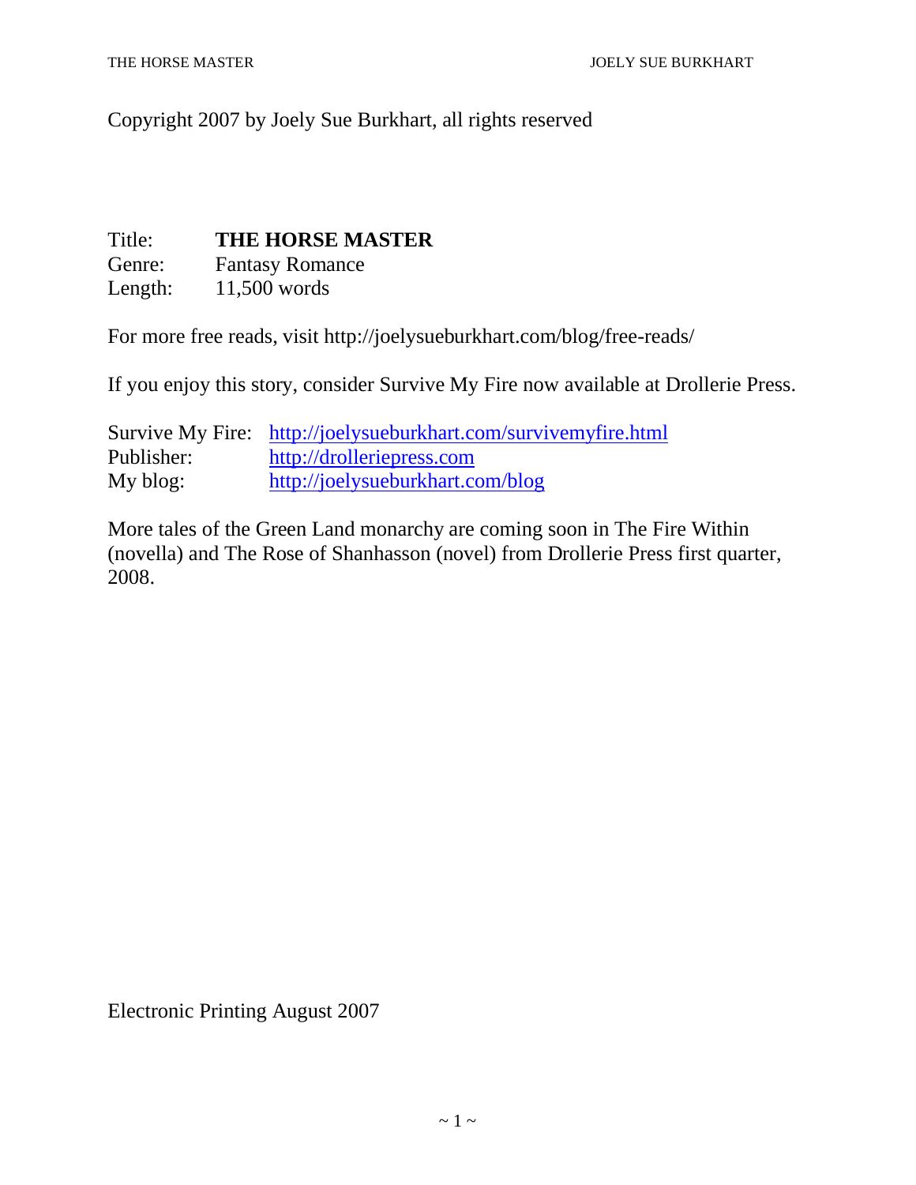Copyright 2007 by Joely Sue Burkhart, all rights reserved

| | |
|---|---|
| Title: | **THE HORSE MASTER** |
| Genre: | Fantasy Romance |
| Length: | 11,500 words |

For more free reads, visit http://joelysueburkhart.com/blog/free-reads/

If you enjoy this story, consider Survive My Fire now available at Drollerie Press.

| | |
|---|---|
| Survive My Fire: | [http://joelysueburkhart.com/survivemyfire.html](http://joelysueburkhart.com/survivemyfire.html) |
| Publisher: | [http://drolleriepress.com](http://drolleriepress.com) |
| My blog: | [http://joelysueburkhart.com/blog](http://joelysueburkhart.com/blog) |

More tales of the Green Land monarchy are coming soon in The Fire Within (novella) and The Rose of Shanhasson (novel) from Drollerie Press first quarter, 2008.

Electronic Printing August 2007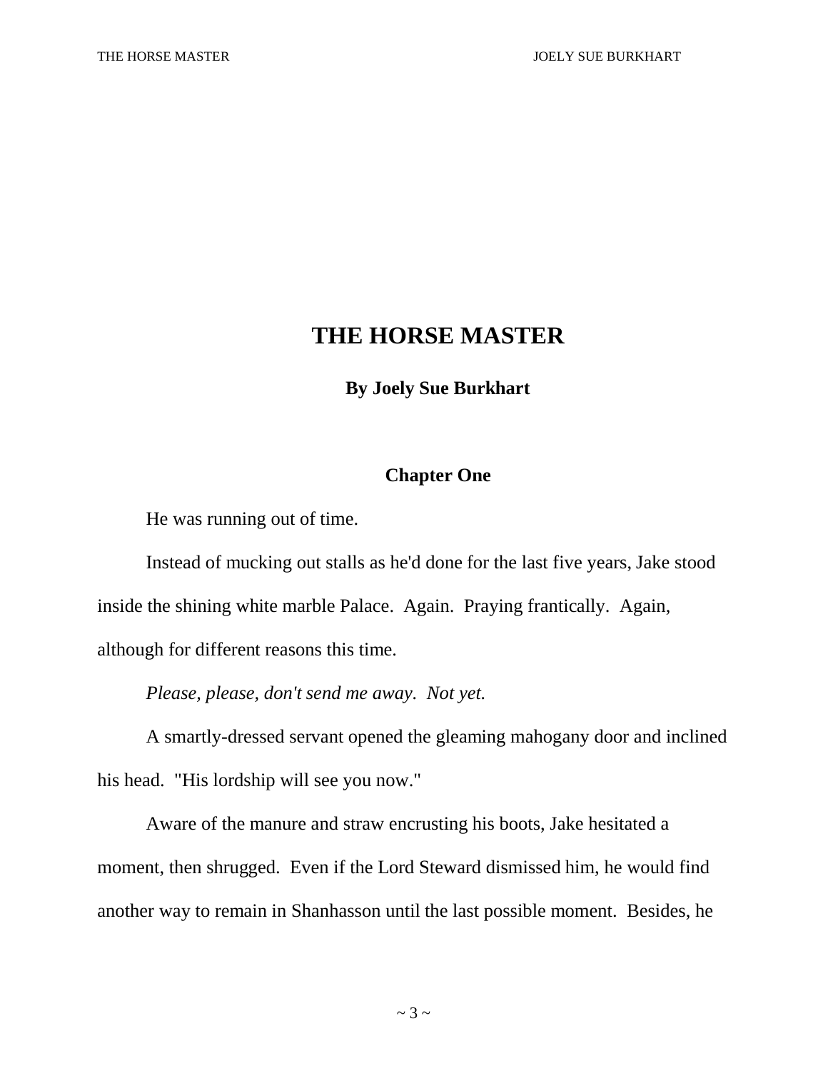# THE HORSE MASTER

**By Joely Sue Burkhart**

## Chapter One

He was running out of time.

Instead of mucking out stalls as he'd done for the last five years, Jake stood inside the shining white marble Palace. Again. Praying frantically. Again, although for different reasons this time.

*Please, please, don't send me away. Not yet.*

A smartly-dressed servant opened the gleaming mahogany door and inclined his head. "His lordship will see you now."

Aware of the manure and straw encrusting his boots, Jake hesitated a moment, then shrugged. Even if the Lord Steward dismissed him, he would find another way to remain in Shanhasson until the last possible moment. Besides, he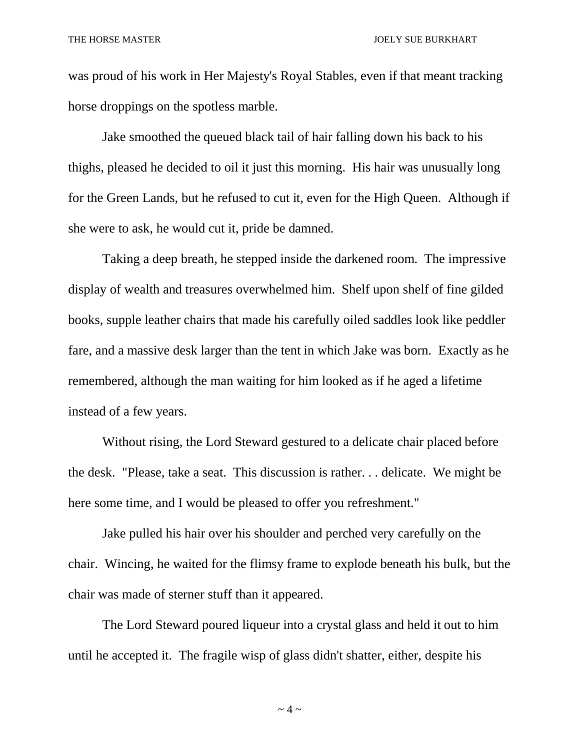was proud of his work in Her Majesty's Royal Stables, even if that meant tracking horse droppings on the spotless marble.

Jake smoothed the queued black tail of hair falling down his back to his thighs, pleased he decided to oil it just this morning. His hair was unusually long for the Green Lands, but he refused to cut it, even for the High Queen. Although if she were to ask, he would cut it, pride be damned.

Taking a deep breath, he stepped inside the darkened room. The impressive display of wealth and treasures overwhelmed him. Shelf upon shelf of fine gilded books, supple leather chairs that made his carefully oiled saddles look like peddler fare, and a massive desk larger than the tent in which Jake was born. Exactly as he remembered, although the man waiting for him looked as if he aged a lifetime instead of a few years.

Without rising, the Lord Steward gestured to a delicate chair placed before the desk. "Please, take a seat. This discussion is rather. . . delicate. We might be here some time, and I would be pleased to offer you refreshment."

Jake pulled his hair over his shoulder and perched very carefully on the chair. Wincing, he waited for the flimsy frame to explode beneath his bulk, but the chair was made of sterner stuff than it appeared.

The Lord Steward poured liqueur into a crystal glass and held it out to him until he accepted it. The fragile wisp of glass didn't shatter, either, despite his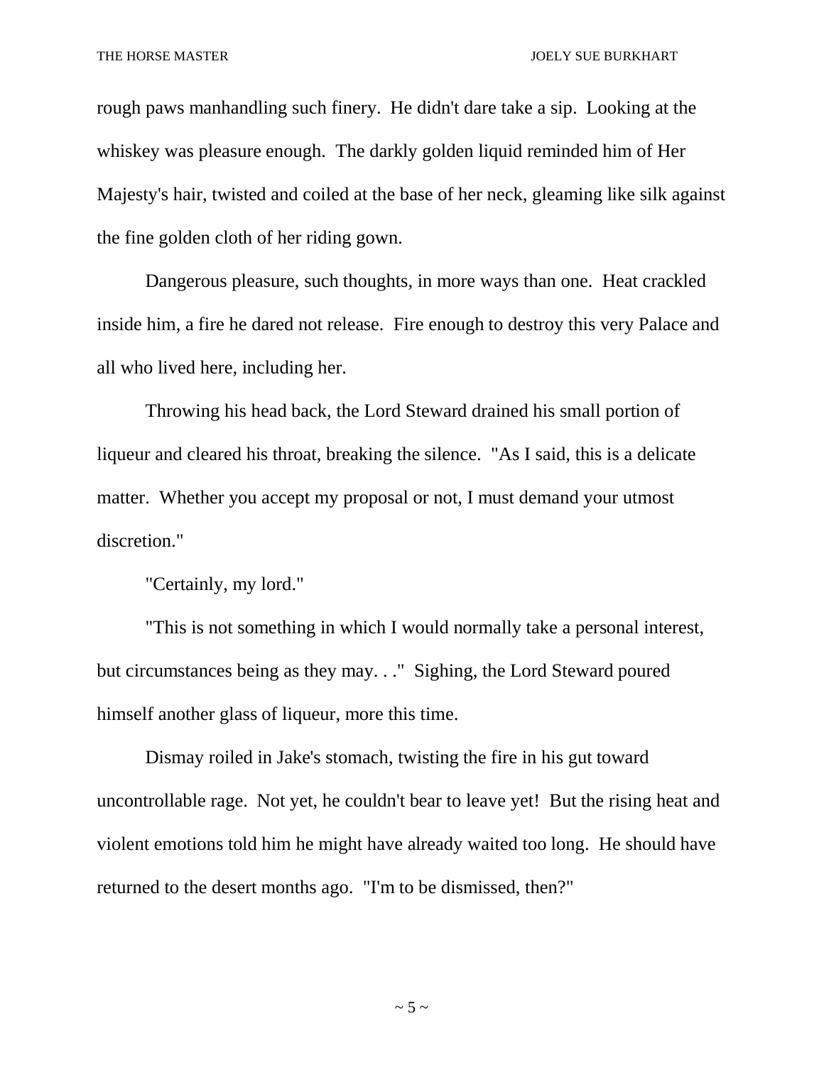rough paws manhandling such finery. He didn't dare take a sip. Looking at the whiskey was pleasure enough. The darkly golden liquid reminded him of Her Majesty's hair, twisted and coiled at the base of her neck, gleaming like silk against the fine golden cloth of her riding gown.

Dangerous pleasure, such thoughts, in more ways than one. Heat crackled inside him, a fire he dared not release. Fire enough to destroy this very Palace and all who lived here, including her.

Throwing his head back, the Lord Steward drained his small portion of liqueur and cleared his throat, breaking the silence. "As I said, this is a delicate matter. Whether you accept my proposal or not, I must demand your utmost discretion."

"Certainly, my lord."

"This is not something in which I would normally take a personal interest, but circumstances being as they may. . ." Sighing, the Lord Steward poured himself another glass of liqueur, more this time.

Dismay roiled in Jake's stomach, twisting the fire in his gut toward uncontrollable rage. Not yet, he couldn't bear to leave yet! But the rising heat and violent emotions told him he might have already waited too long. He should have returned to the desert months ago. "I'm to be dismissed, then?"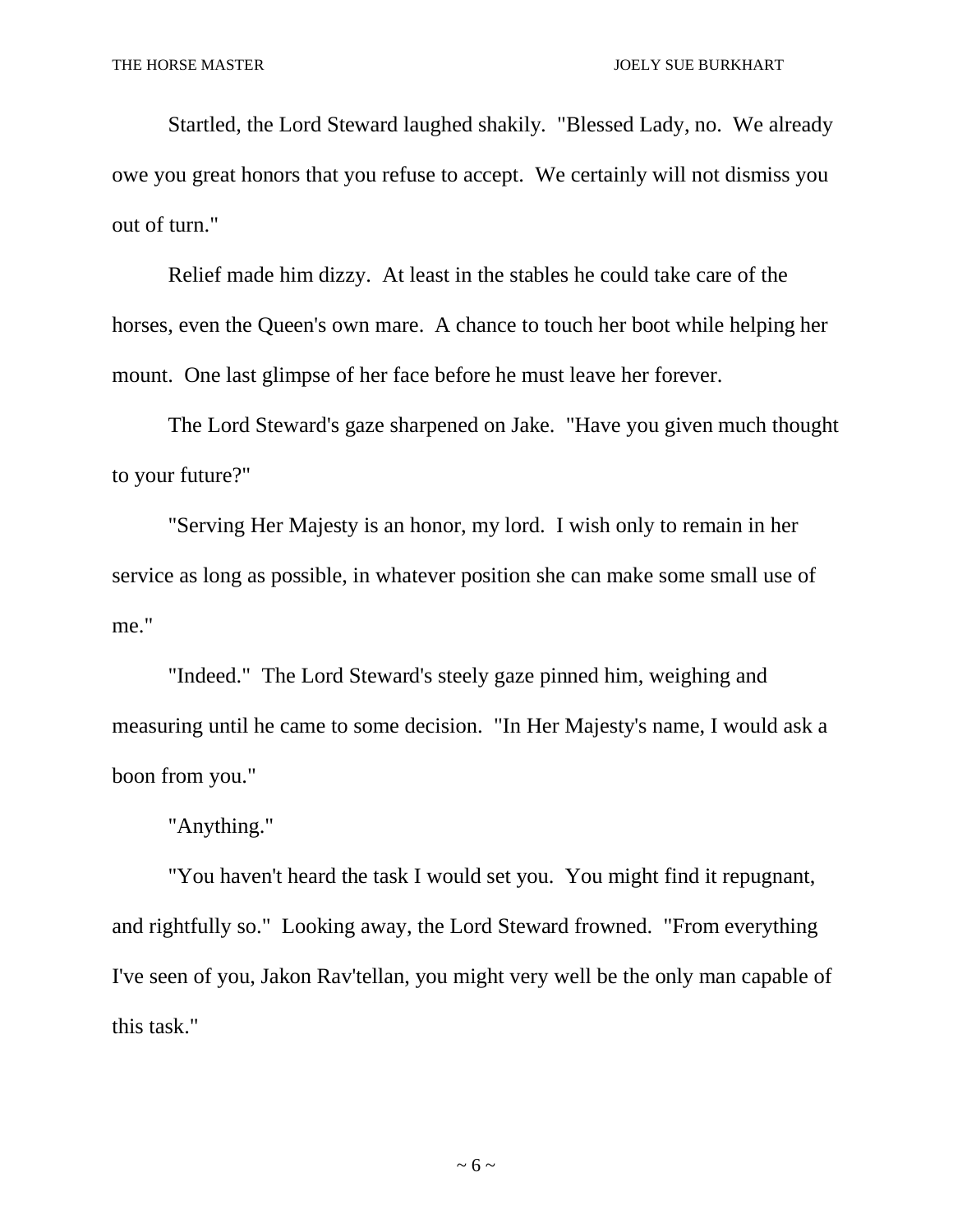Startled, the Lord Steward laughed shakily. "Blessed Lady, no. We already owe you great honors that you refuse to accept. We certainly will not dismiss you out of turn."

Relief made him dizzy. At least in the stables he could take care of the horses, even the Queen's own mare. A chance to touch her boot while helping her mount. One last glimpse of her face before he must leave her forever.

The Lord Steward's gaze sharpened on Jake. "Have you given much thought to your future?"

"Serving Her Majesty is an honor, my lord. I wish only to remain in her service as long as possible, in whatever position she can make some small use of me."

"Indeed." The Lord Steward's steely gaze pinned him, weighing and measuring until he came to some decision. "In Her Majesty's name, I would ask a boon from you."

"Anything."

"You haven't heard the task I would set you. You might find it repugnant, and rightfully so." Looking away, the Lord Steward frowned. "From everything I've seen of you, Jakon Rav'tellan, you might very well be the only man capable of this task."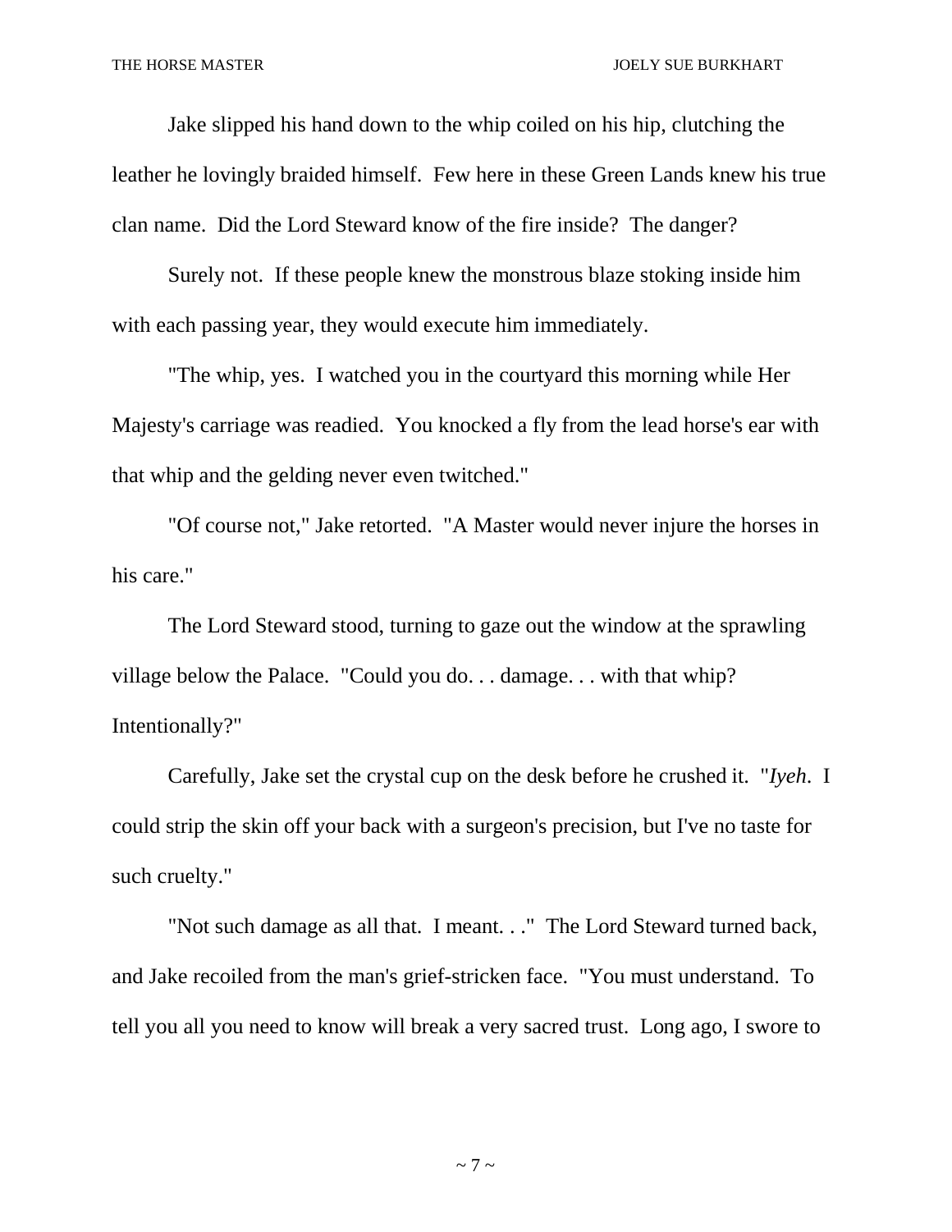Jake slipped his hand down to the whip coiled on his hip, clutching the leather he lovingly braided himself. Few here in these Green Lands knew his true clan name. Did the Lord Steward know of the fire inside? The danger?

Surely not. If these people knew the monstrous blaze stoking inside him with each passing year, they would execute him immediately.

"The whip, yes. I watched you in the courtyard this morning while Her Majesty's carriage was readied. You knocked a fly from the lead horse's ear with that whip and the gelding never even twitched."

"Of course not," Jake retorted. "A Master would never injure the horses in his care."

The Lord Steward stood, turning to gaze out the window at the sprawling village below the Palace. "Could you do. . . damage. . . with that whip? Intentionally?"

Carefully, Jake set the crystal cup on the desk before he crushed it. "*Iyeh*. I could strip the skin off your back with a surgeon's precision, but I've no taste for such cruelty."

"Not such damage as all that. I meant. . ." The Lord Steward turned back, and Jake recoiled from the man's grief-stricken face. "You must understand. To tell you all you need to know will break a very sacred trust. Long ago, I swore to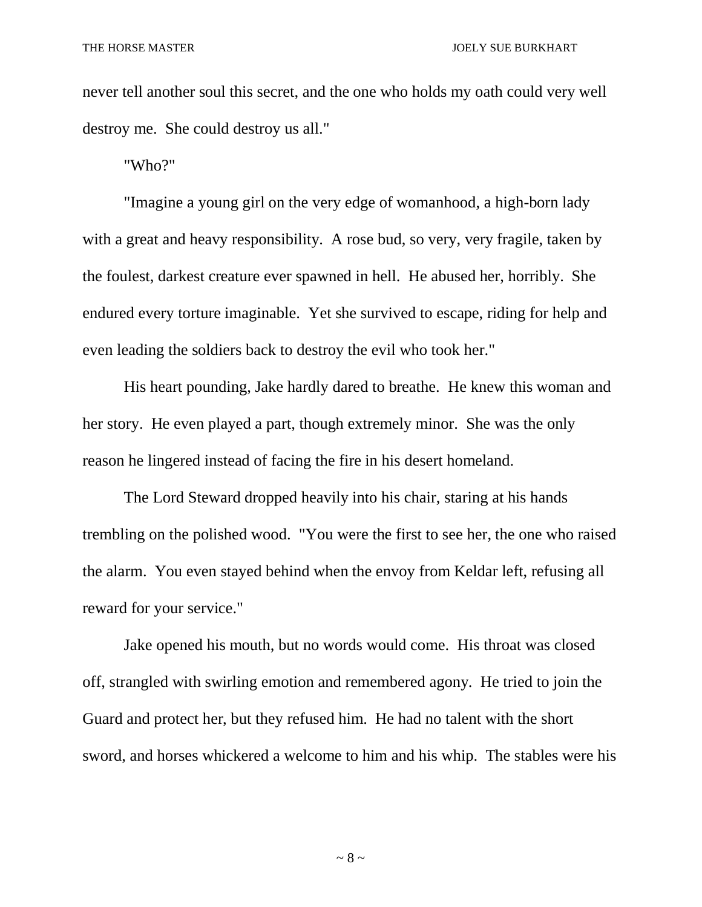never tell another soul this secret, and the one who holds my oath could very well destroy me. She could destroy us all."

"Who?"

"Imagine a young girl on the very edge of womanhood, a high-born lady with a great and heavy responsibility. A rose bud, so very, very fragile, taken by the foulest, darkest creature ever spawned in hell. He abused her, horribly. She endured every torture imaginable. Yet she survived to escape, riding for help and even leading the soldiers back to destroy the evil who took her."

His heart pounding, Jake hardly dared to breathe. He knew this woman and her story. He even played a part, though extremely minor. She was the only reason he lingered instead of facing the fire in his desert homeland.

The Lord Steward dropped heavily into his chair, staring at his hands trembling on the polished wood. "You were the first to see her, the one who raised the alarm. You even stayed behind when the envoy from Keldar left, refusing all reward for your service."

Jake opened his mouth, but no words would come. His throat was closed off, strangled with swirling emotion and remembered agony. He tried to join the Guard and protect her, but they refused him. He had no talent with the short sword, and horses whickered a welcome to him and his whip. The stables were his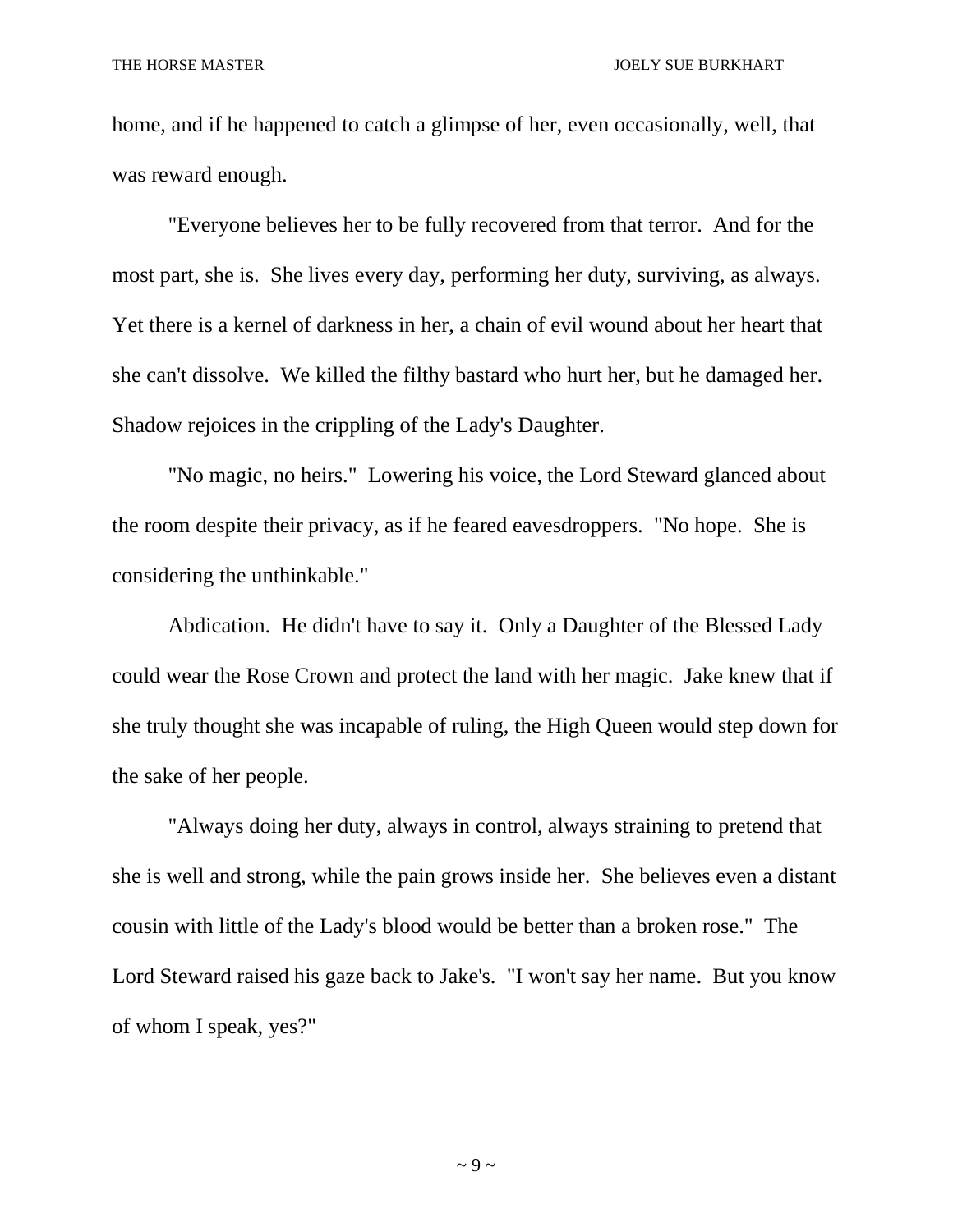home, and if he happened to catch a glimpse of her, even occasionally, well, that was reward enough.

"Everyone believes her to be fully recovered from that terror. And for the most part, she is. She lives every day, performing her duty, surviving, as always. Yet there is a kernel of darkness in her, a chain of evil wound about her heart that she can't dissolve. We killed the filthy bastard who hurt her, but he damaged her. Shadow rejoices in the crippling of the Lady's Daughter.

"No magic, no heirs." Lowering his voice, the Lord Steward glanced about the room despite their privacy, as if he feared eavesdroppers. "No hope. She is considering the unthinkable."

Abdication. He didn't have to say it. Only a Daughter of the Blessed Lady could wear the Rose Crown and protect the land with her magic. Jake knew that if she truly thought she was incapable of ruling, the High Queen would step down for the sake of her people.

"Always doing her duty, always in control, always straining to pretend that she is well and strong, while the pain grows inside her. She believes even a distant cousin with little of the Lady's blood would be better than a broken rose." The Lord Steward raised his gaze back to Jake's. "I won't say her name. But you know of whom I speak, yes?"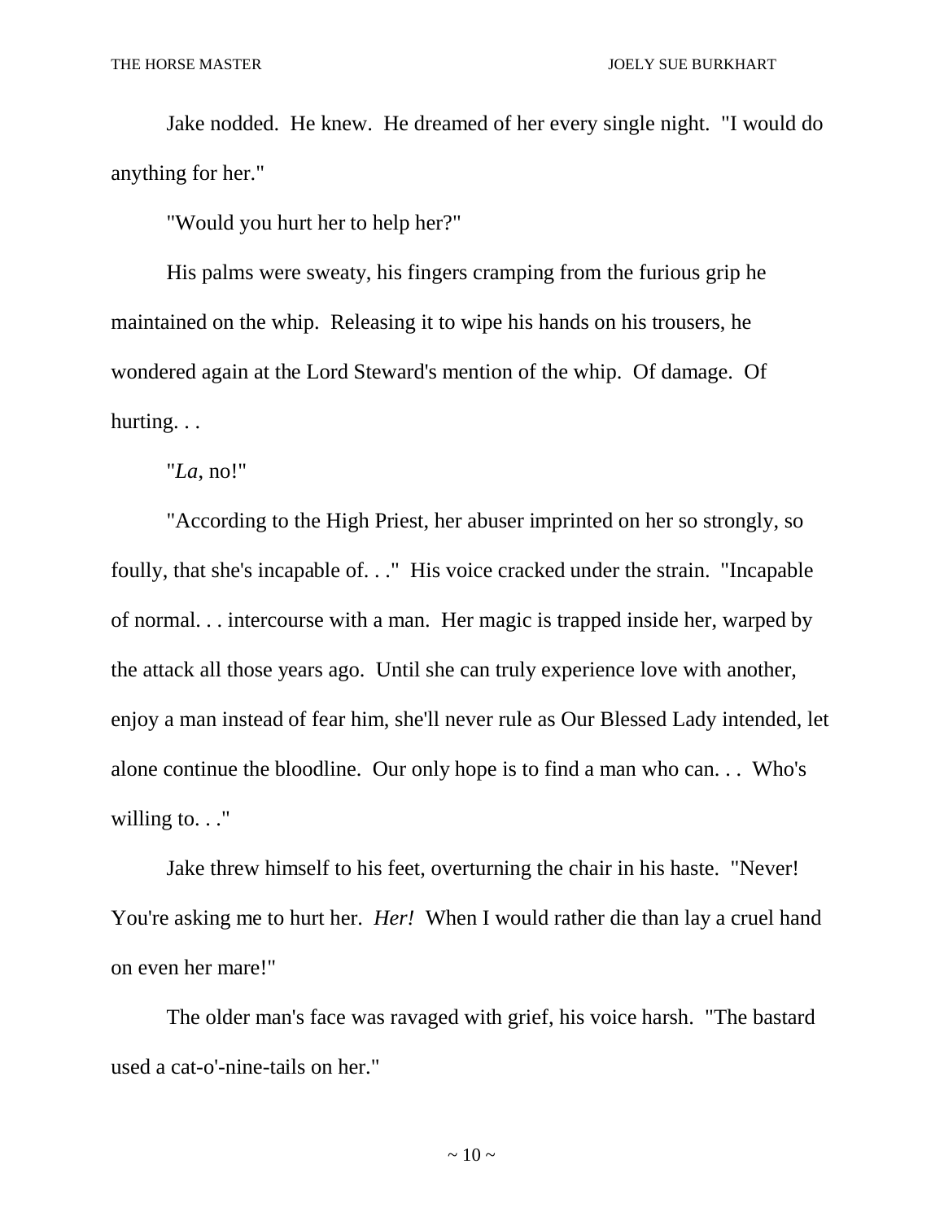Jake nodded. He knew. He dreamed of her every single night. "I would do anything for her."

"Would you hurt her to help her?"

His palms were sweaty, his fingers cramping from the furious grip he maintained on the whip. Releasing it to wipe his hands on his trousers, he wondered again at the Lord Steward's mention of the whip. Of damage. Of hurting. . .

"*La*, no!"

"According to the High Priest, her abuser imprinted on her so strongly, so foully, that she's incapable of. . ." His voice cracked under the strain. "Incapable of normal. . . intercourse with a man. Her magic is trapped inside her, warped by the attack all those years ago. Until she can truly experience love with another, enjoy a man instead of fear him, she'll never rule as Our Blessed Lady intended, let alone continue the bloodline. Our only hope is to find a man who can. . . Who's willing to. . ."

Jake threw himself to his feet, overturning the chair in his haste. "Never! You're asking me to hurt her. *Her!* When I would rather die than lay a cruel hand on even her mare!"

The older man's face was ravaged with grief, his voice harsh. "The bastard used a cat-o'-nine-tails on her."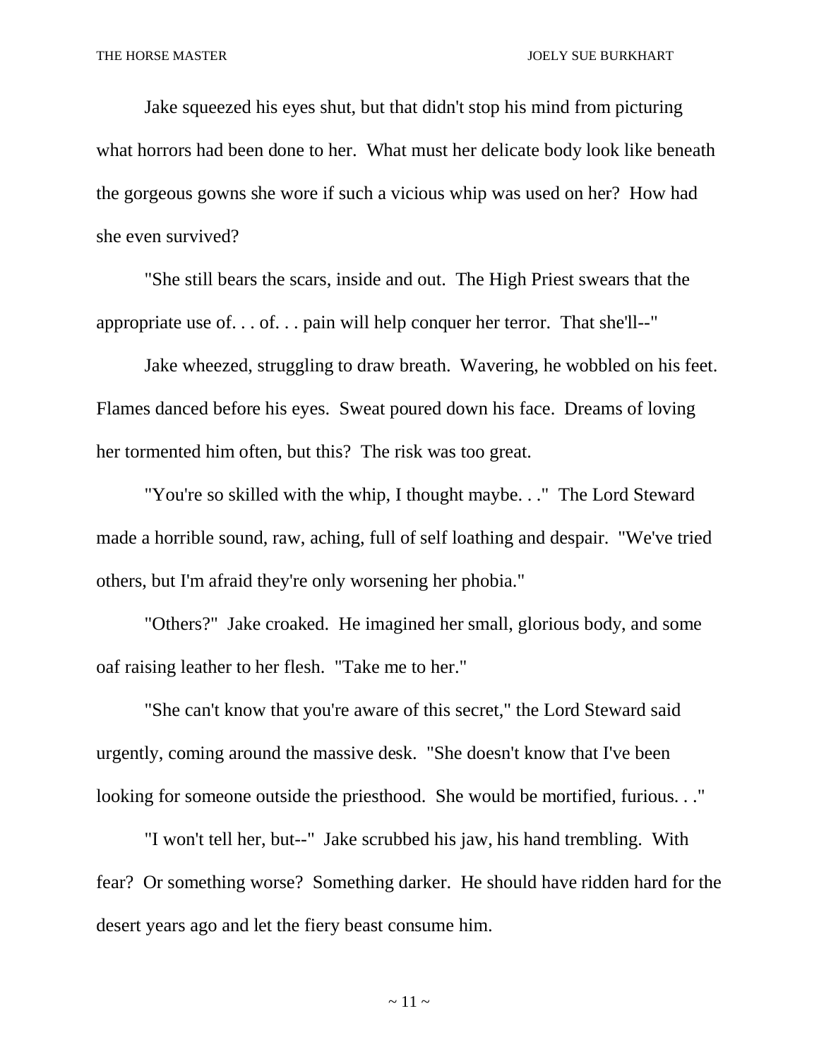Jake squeezed his eyes shut, but that didn't stop his mind from picturing what horrors had been done to her. What must her delicate body look like beneath the gorgeous gowns she wore if such a vicious whip was used on her? How had she even survived?

"She still bears the scars, inside and out. The High Priest swears that the appropriate use of. . . of. . . pain will help conquer her terror. That she'll--"

Jake wheezed, struggling to draw breath. Wavering, he wobbled on his feet. Flames danced before his eyes. Sweat poured down his face. Dreams of loving her tormented him often, but this? The risk was too great.

"You're so skilled with the whip, I thought maybe. . ." The Lord Steward made a horrible sound, raw, aching, full of self loathing and despair. "We've tried others, but I'm afraid they're only worsening her phobia."

"Others?" Jake croaked. He imagined her small, glorious body, and some oaf raising leather to her flesh. "Take me to her."

"She can't know that you're aware of this secret," the Lord Steward said urgently, coming around the massive desk. "She doesn't know that I've been looking for someone outside the priesthood. She would be mortified, furious. . ."

"I won't tell her, but--" Jake scrubbed his jaw, his hand trembling. With fear? Or something worse? Something darker. He should have ridden hard for the desert years ago and let the fiery beast consume him.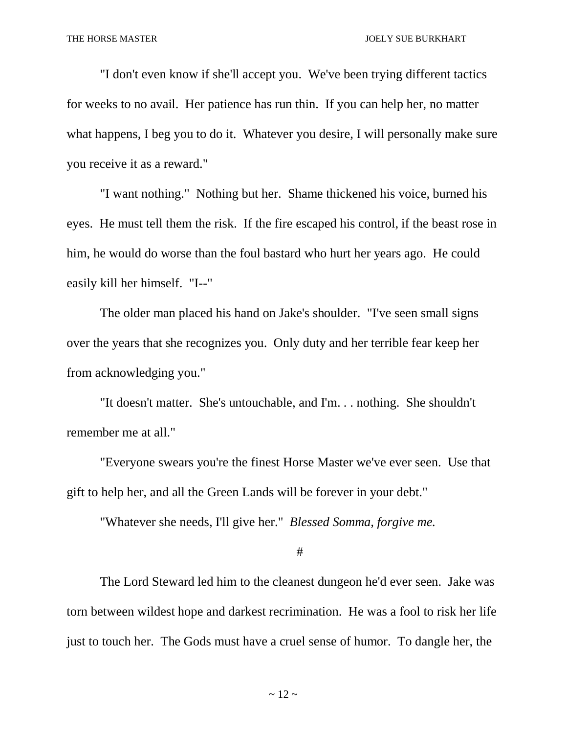"I don't even know if she'll accept you. We've been trying different tactics for weeks to no avail. Her patience has run thin. If you can help her, no matter what happens, I beg you to do it. Whatever you desire, I will personally make sure you receive it as a reward."

"I want nothing." Nothing but her. Shame thickened his voice, burned his eyes. He must tell them the risk. If the fire escaped his control, if the beast rose in him, he would do worse than the foul bastard who hurt her years ago. He could easily kill her himself. "I--"

The older man placed his hand on Jake's shoulder. "I've seen small signs over the years that she recognizes you. Only duty and her terrible fear keep her from acknowledging you."

"It doesn't matter. She's untouchable, and I'm. . . nothing. She shouldn't remember me at all."

"Everyone swears you're the finest Horse Master we've ever seen. Use that gift to help her, and all the Green Lands will be forever in your debt."

"Whatever she needs, I'll give her." *Blessed Somma, forgive me.*

#

The Lord Steward led him to the cleanest dungeon he'd ever seen. Jake was torn between wildest hope and darkest recrimination. He was a fool to risk her life just to touch her. The Gods must have a cruel sense of humor. To dangle her, the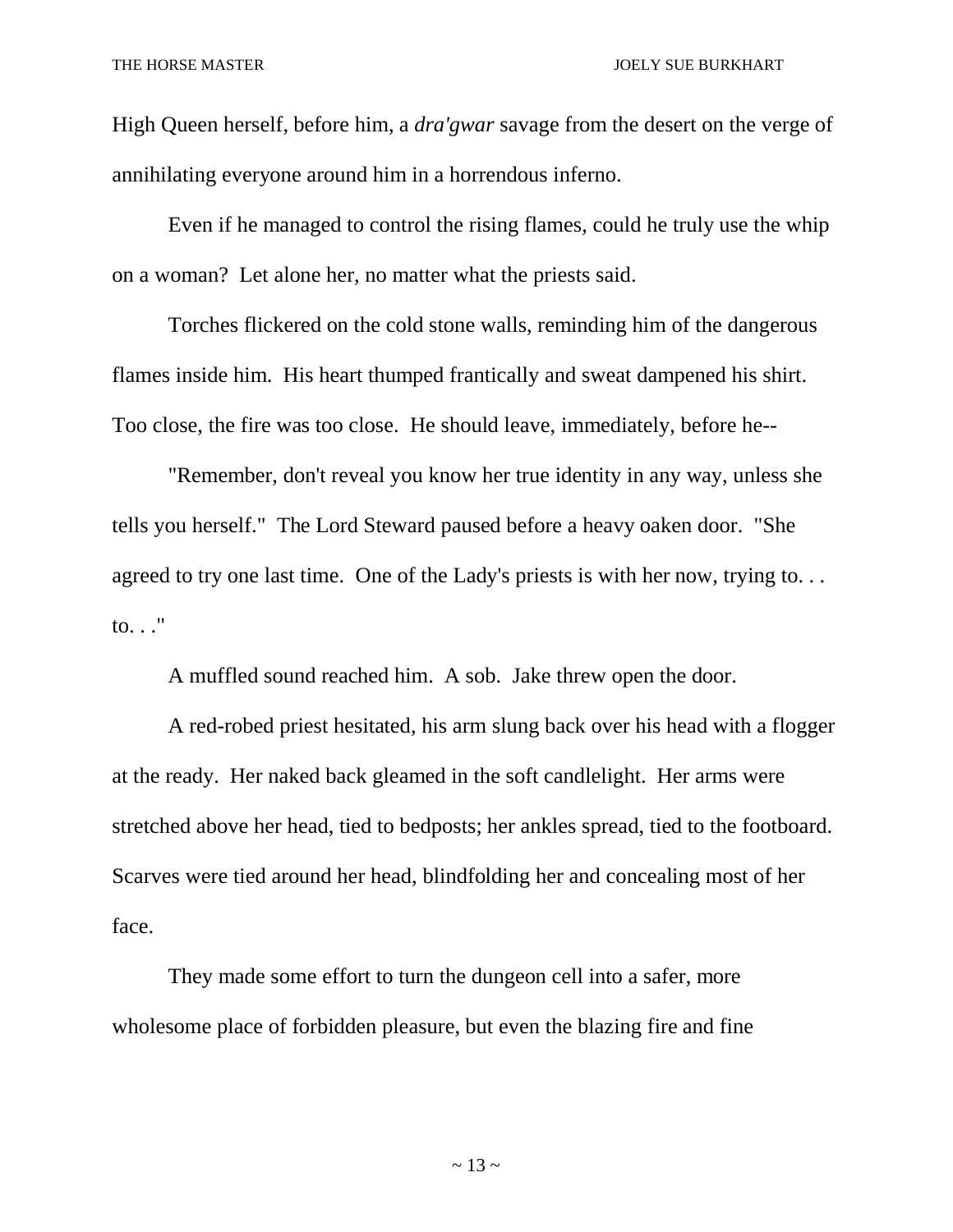High Queen herself, before him, a *dra'gwar* savage from the desert on the verge of annihilating everyone around him in a horrendous inferno.

Even if he managed to control the rising flames, could he truly use the whip on a woman? Let alone her, no matter what the priests said.

Torches flickered on the cold stone walls, reminding him of the dangerous flames inside him. His heart thumped frantically and sweat dampened his shirt. Too close, the fire was too close. He should leave, immediately, before he--

"Remember, don't reveal you know her true identity in any way, unless she tells you herself." The Lord Steward paused before a heavy oaken door. "She agreed to try one last time. One of the Lady's priests is with her now, trying to. . . to. . ."

A muffled sound reached him. A sob. Jake threw open the door.

A red-robed priest hesitated, his arm slung back over his head with a flogger at the ready. Her naked back gleamed in the soft candlelight. Her arms were stretched above her head, tied to bedposts; her ankles spread, tied to the footboard. Scarves were tied around her head, blindfolding her and concealing most of her face.

They made some effort to turn the dungeon cell into a safer, more wholesome place of forbidden pleasure, but even the blazing fire and fine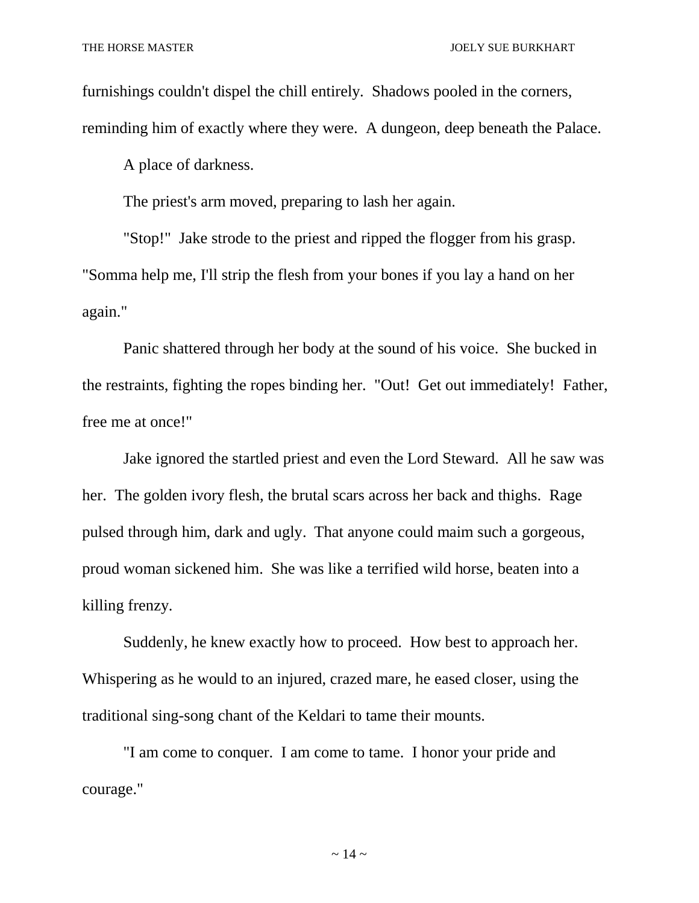furnishings couldn't dispel the chill entirely. Shadows pooled in the corners, reminding him of exactly where they were. A dungeon, deep beneath the Palace.

A place of darkness.

The priest's arm moved, preparing to lash her again.

"Stop!" Jake strode to the priest and ripped the flogger from his grasp. "Somma help me, I'll strip the flesh from your bones if you lay a hand on her again."

Panic shattered through her body at the sound of his voice. She bucked in the restraints, fighting the ropes binding her. "Out! Get out immediately! Father, free me at once!"

Jake ignored the startled priest and even the Lord Steward. All he saw was her. The golden ivory flesh, the brutal scars across her back and thighs. Rage pulsed through him, dark and ugly. That anyone could maim such a gorgeous, proud woman sickened him. She was like a terrified wild horse, beaten into a killing frenzy.

Suddenly, he knew exactly how to proceed. How best to approach her. Whispering as he would to an injured, crazed mare, he eased closer, using the traditional sing-song chant of the Keldari to tame their mounts.

"I am come to conquer. I am come to tame. I honor your pride and courage."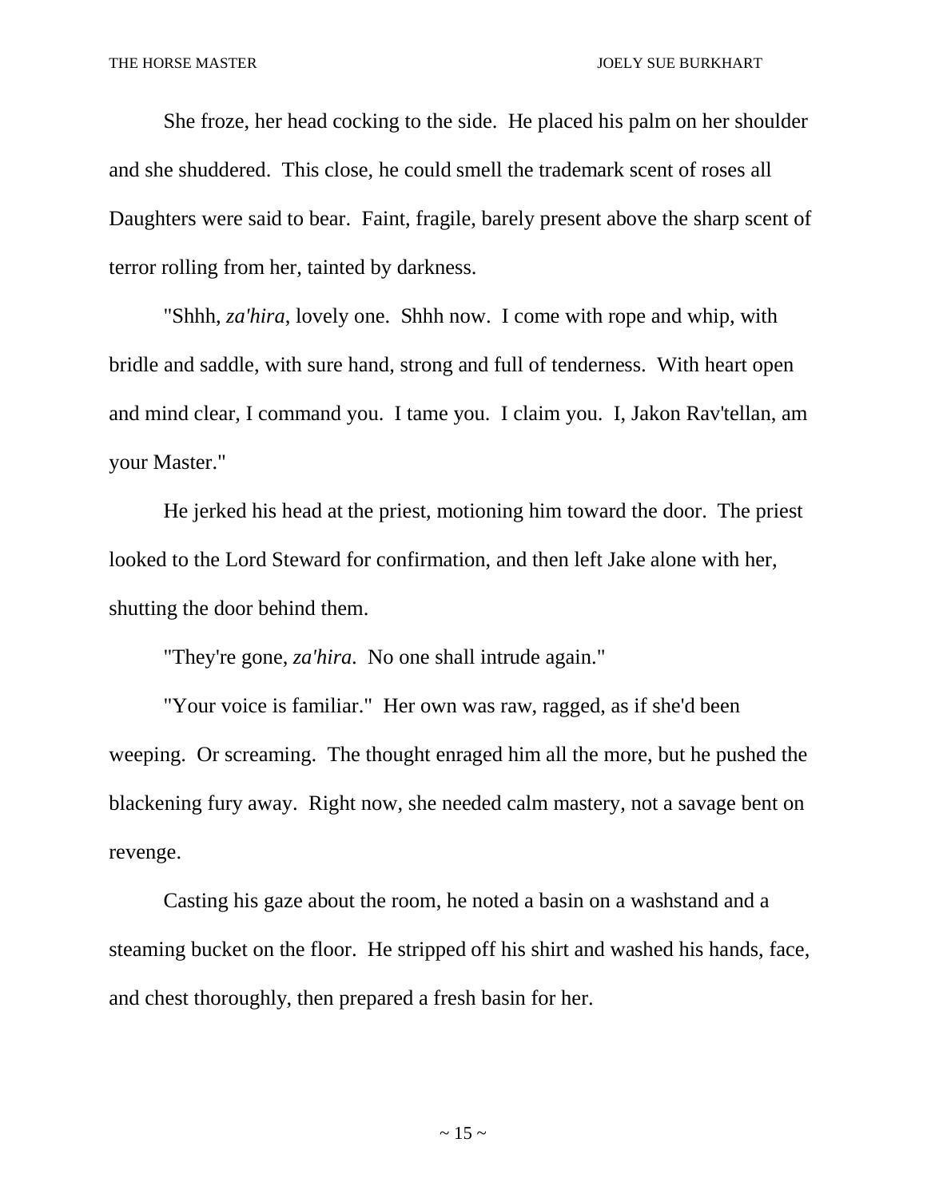She froze, her head cocking to the side. He placed his palm on her shoulder and she shuddered. This close, he could smell the trademark scent of roses all Daughters were said to bear. Faint, fragile, barely present above the sharp scent of terror rolling from her, tainted by darkness.

"Shhh, *za'hira*, lovely one. Shhh now. I come with rope and whip, with bridle and saddle, with sure hand, strong and full of tenderness. With heart open and mind clear, I command you. I tame you. I claim you. I, Jakon Rav'tellan, am your Master."

He jerked his head at the priest, motioning him toward the door. The priest looked to the Lord Steward for confirmation, and then left Jake alone with her, shutting the door behind them.

"They're gone, *za'hira*. No one shall intrude again."

"Your voice is familiar." Her own was raw, ragged, as if she'd been weeping. Or screaming. The thought enraged him all the more, but he pushed the blackening fury away. Right now, she needed calm mastery, not a savage bent on revenge.

Casting his gaze about the room, he noted a basin on a washstand and a steaming bucket on the floor. He stripped off his shirt and washed his hands, face, and chest thoroughly, then prepared a fresh basin for her.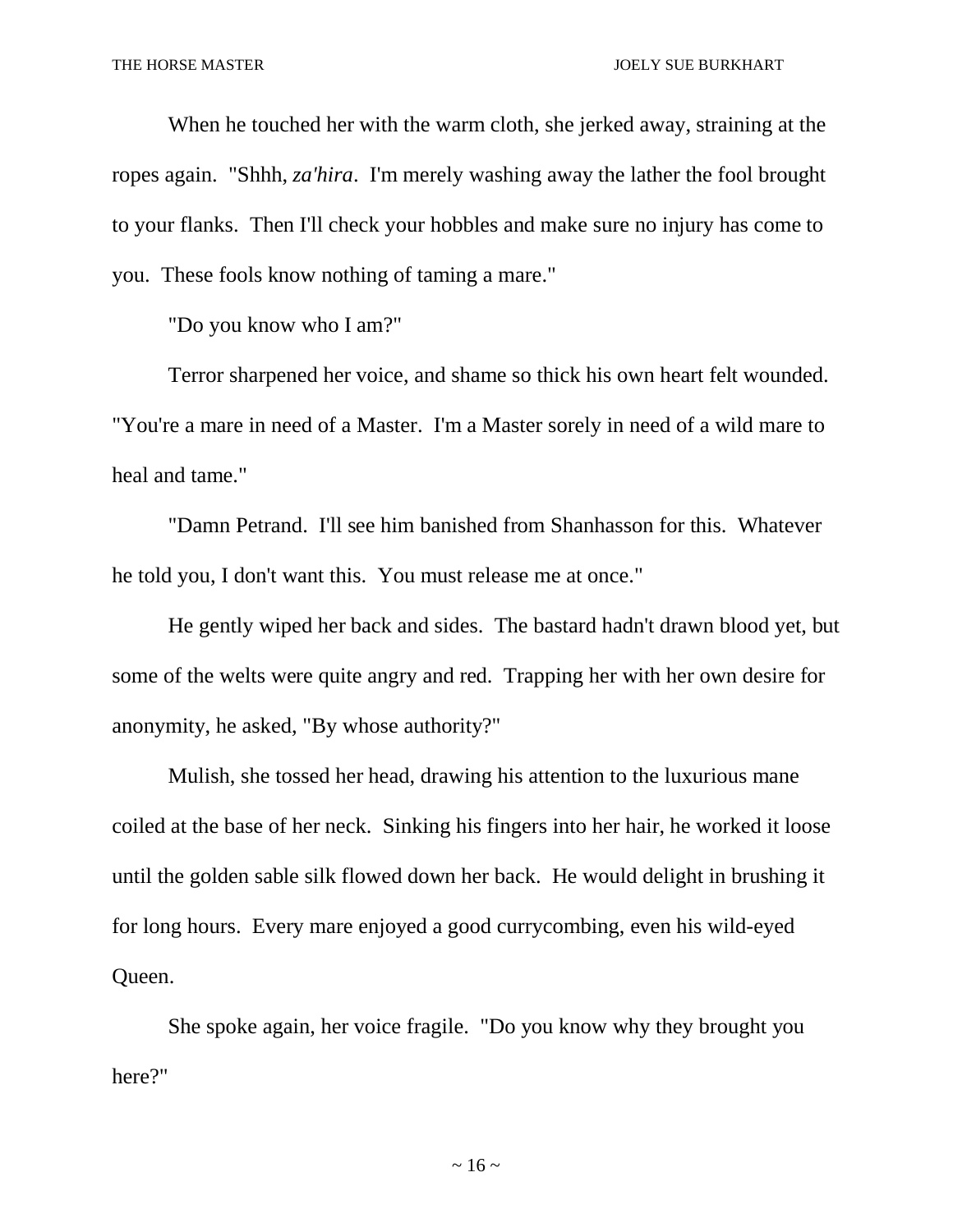When he touched her with the warm cloth, she jerked away, straining at the ropes again. "Shhh, *za'hira*. I'm merely washing away the lather the fool brought to your flanks. Then I'll check your hobbles and make sure no injury has come to you. These fools know nothing of taming a mare."

"Do you know who I am?"

Terror sharpened her voice, and shame so thick his own heart felt wounded. "You're a mare in need of a Master. I'm a Master sorely in need of a wild mare to heal and tame."

"Damn Petrand. I'll see him banished from Shanhasson for this. Whatever he told you, I don't want this. You must release me at once."

He gently wiped her back and sides. The bastard hadn't drawn blood yet, but some of the welts were quite angry and red. Trapping her with her own desire for anonymity, he asked, "By whose authority?"

Mulish, she tossed her head, drawing his attention to the luxurious mane coiled at the base of her neck. Sinking his fingers into her hair, he worked it loose until the golden sable silk flowed down her back. He would delight in brushing it for long hours. Every mare enjoyed a good currycombing, even his wild-eyed Queen.

She spoke again, her voice fragile. "Do you know why they brought you here?"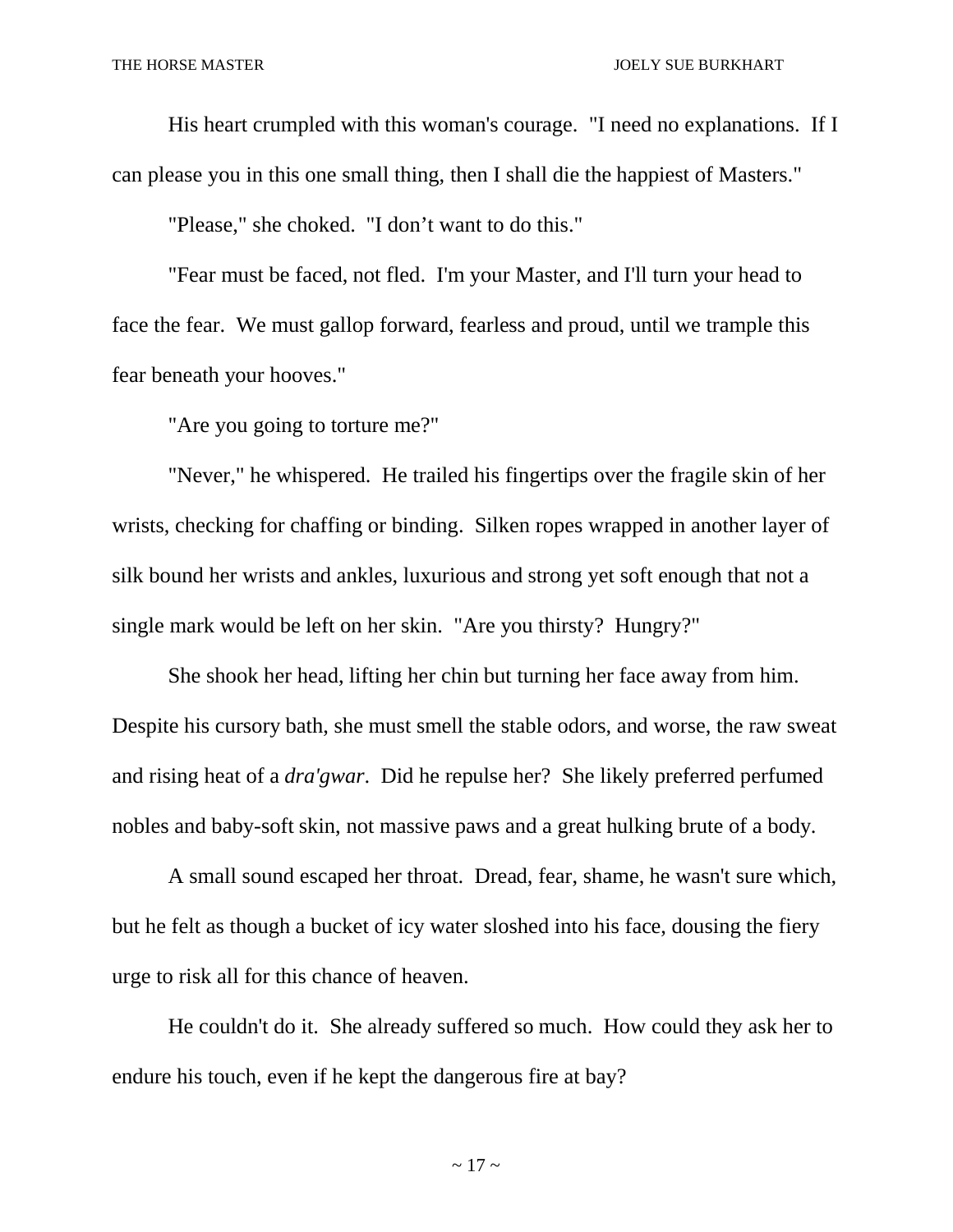His heart crumpled with this woman's courage. "I need no explanations. If I can please you in this one small thing, then I shall die the happiest of Masters."

"Please," she choked. "I don't want to do this."

"Fear must be faced, not fled. I'm your Master, and I'll turn your head to face the fear. We must gallop forward, fearless and proud, until we trample this fear beneath your hooves."

"Are you going to torture me?"

"Never," he whispered. He trailed his fingertips over the fragile skin of her wrists, checking for chaffing or binding. Silken ropes wrapped in another layer of silk bound her wrists and ankles, luxurious and strong yet soft enough that not a single mark would be left on her skin. "Are you thirsty? Hungry?"

She shook her head, lifting her chin but turning her face away from him. Despite his cursory bath, she must smell the stable odors, and worse, the raw sweat and rising heat of a *dra'gwar*. Did he repulse her? She likely preferred perfumed nobles and baby-soft skin, not massive paws and a great hulking brute of a body.

A small sound escaped her throat. Dread, fear, shame, he wasn't sure which, but he felt as though a bucket of icy water sloshed into his face, dousing the fiery urge to risk all for this chance of heaven.

He couldn't do it. She already suffered so much. How could they ask her to endure his touch, even if he kept the dangerous fire at bay?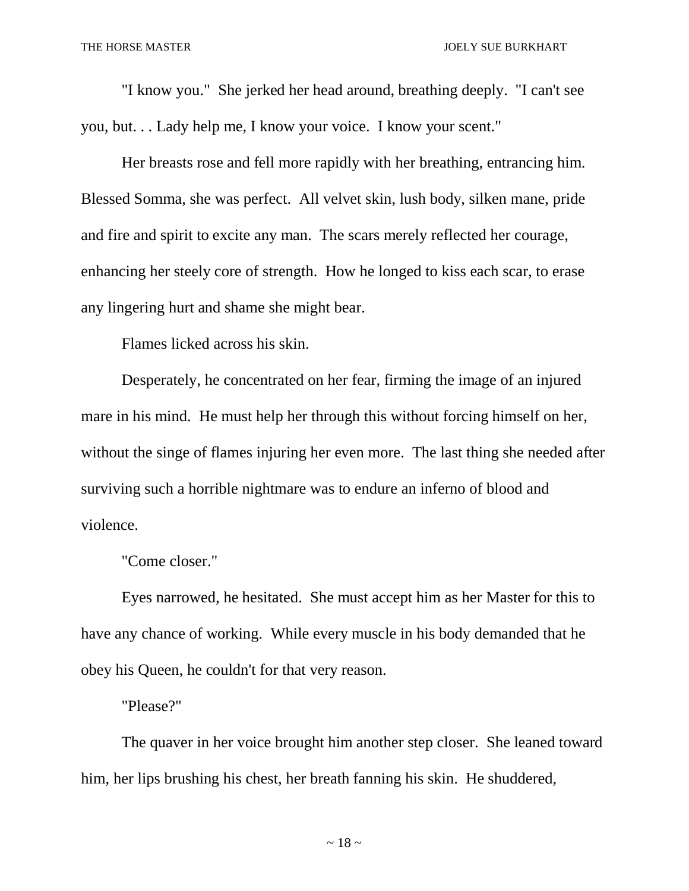"I know you." She jerked her head around, breathing deeply. "I can't see you, but. . . Lady help me, I know your voice. I know your scent."

Her breasts rose and fell more rapidly with her breathing, entrancing him. Blessed Somma, she was perfect. All velvet skin, lush body, silken mane, pride and fire and spirit to excite any man. The scars merely reflected her courage, enhancing her steely core of strength. How he longed to kiss each scar, to erase any lingering hurt and shame she might bear.

Flames licked across his skin.

Desperately, he concentrated on her fear, firming the image of an injured mare in his mind. He must help her through this without forcing himself on her, without the singe of flames injuring her even more. The last thing she needed after surviving such a horrible nightmare was to endure an inferno of blood and violence.

"Come closer."

Eyes narrowed, he hesitated. She must accept him as her Master for this to have any chance of working. While every muscle in his body demanded that he obey his Queen, he couldn't for that very reason.

"Please?"

The quaver in her voice brought him another step closer. She leaned toward him, her lips brushing his chest, her breath fanning his skin. He shuddered,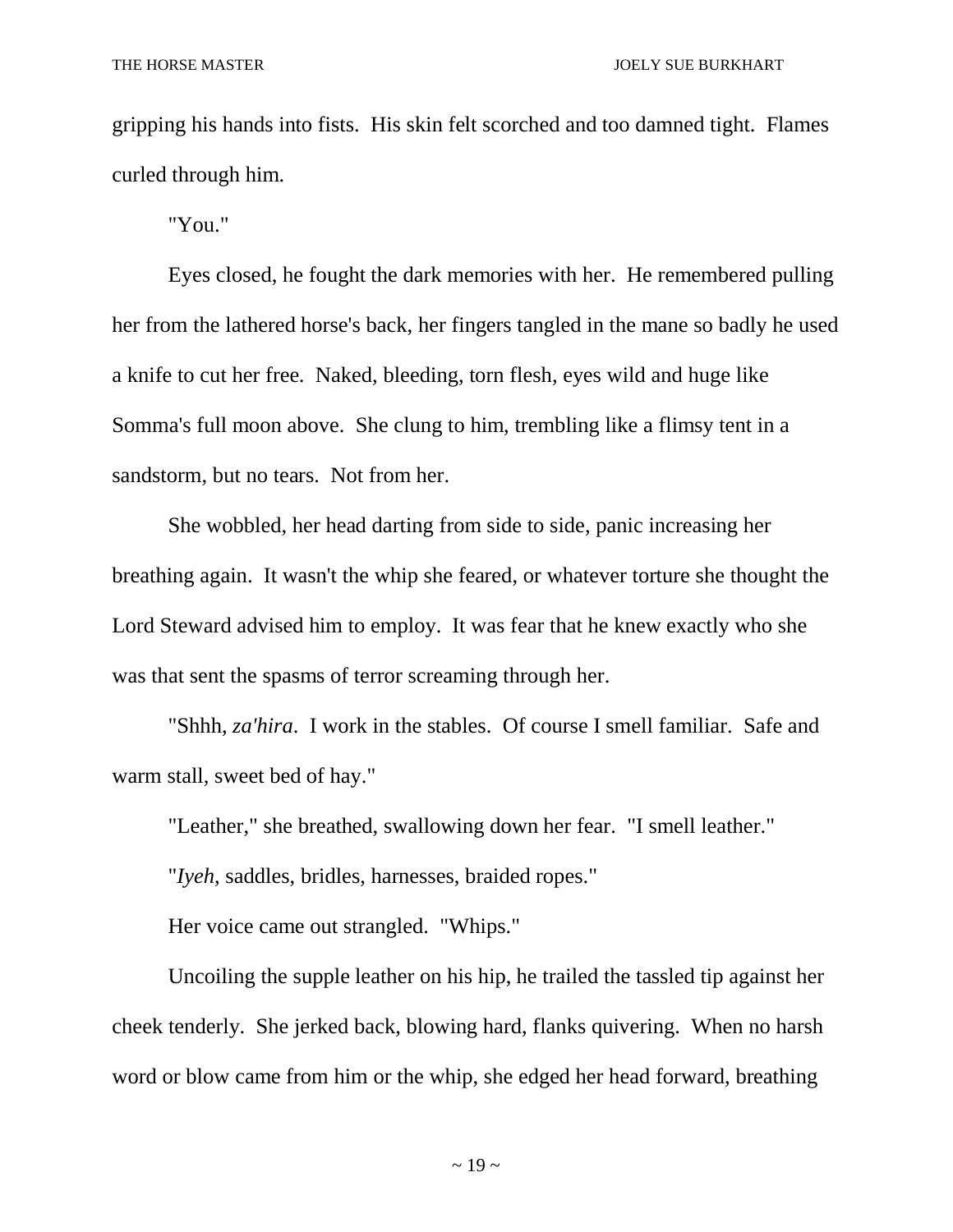gripping his hands into fists. His skin felt scorched and too damned tight. Flames curled through him.

"You."

Eyes closed, he fought the dark memories with her. He remembered pulling her from the lathered horse's back, her fingers tangled in the mane so badly he used a knife to cut her free. Naked, bleeding, torn flesh, eyes wild and huge like Somma's full moon above. She clung to him, trembling like a flimsy tent in a sandstorm, but no tears. Not from her.

She wobbled, her head darting from side to side, panic increasing her breathing again. It wasn't the whip she feared, or whatever torture she thought the Lord Steward advised him to employ. It was fear that he knew exactly who she was that sent the spasms of terror screaming through her.

"Shhh, *za'hira*. I work in the stables. Of course I smell familiar. Safe and warm stall, sweet bed of hay."

"Leather," she breathed, swallowing down her fear. "I smell leather."

"*Iyeh*, saddles, bridles, harnesses, braided ropes."

Her voice came out strangled. "Whips."

Uncoiling the supple leather on his hip, he trailed the tassled tip against her cheek tenderly. She jerked back, blowing hard, flanks quivering. When no harsh word or blow came from him or the whip, she edged her head forward, breathing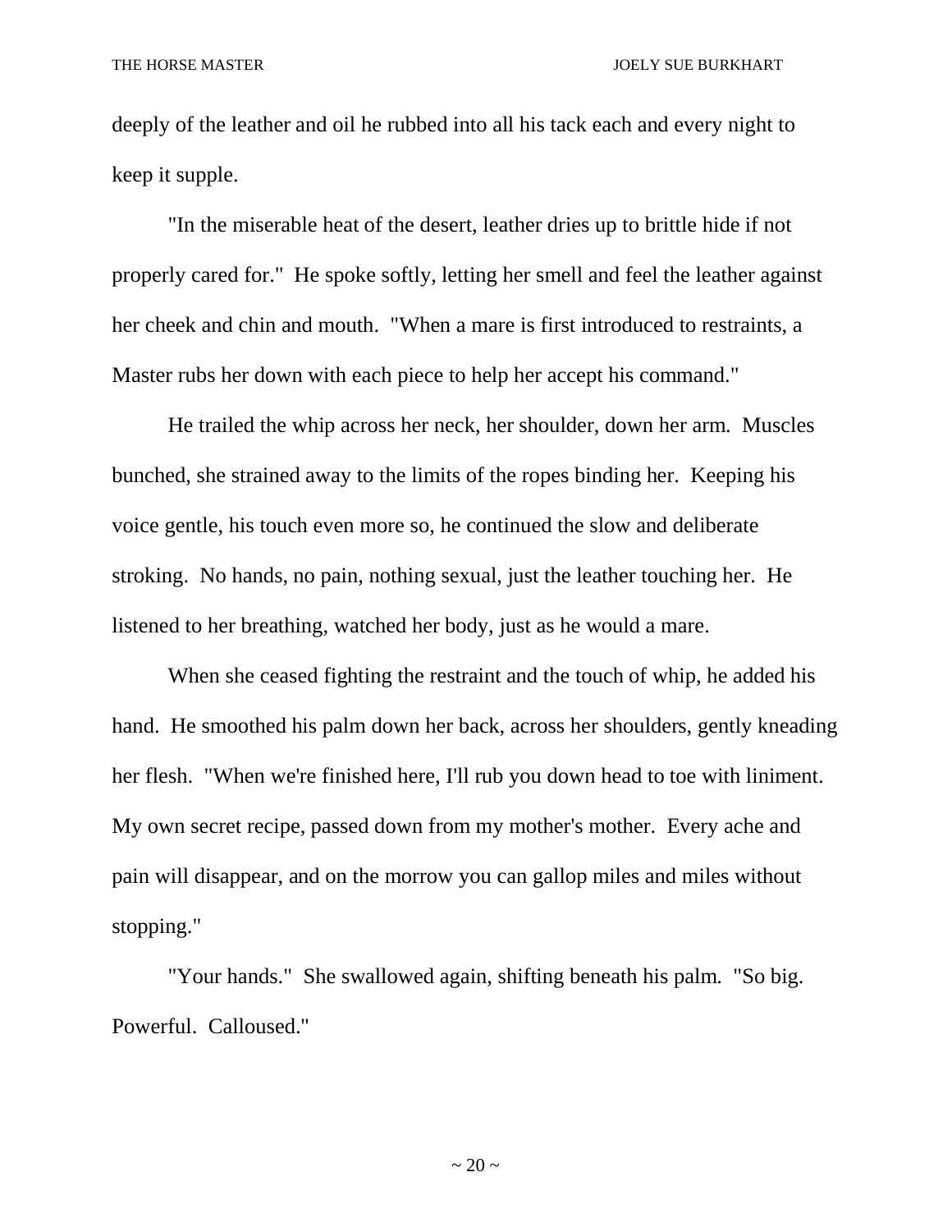deeply of the leather and oil he rubbed into all his tack each and every night to keep it supple.

"In the miserable heat of the desert, leather dries up to brittle hide if not properly cared for." He spoke softly, letting her smell and feel the leather against her cheek and chin and mouth. "When a mare is first introduced to restraints, a Master rubs her down with each piece to help her accept his command."

He trailed the whip across her neck, her shoulder, down her arm. Muscles bunched, she strained away to the limits of the ropes binding her. Keeping his voice gentle, his touch even more so, he continued the slow and deliberate stroking. No hands, no pain, nothing sexual, just the leather touching her. He listened to her breathing, watched her body, just as he would a mare.

When she ceased fighting the restraint and the touch of whip, he added his hand. He smoothed his palm down her back, across her shoulders, gently kneading her flesh. "When we're finished here, I'll rub you down head to toe with liniment. My own secret recipe, passed down from my mother's mother. Every ache and pain will disappear, and on the morrow you can gallop miles and miles without stopping."

"Your hands." She swallowed again, shifting beneath his palm. "So big. Powerful. Calloused."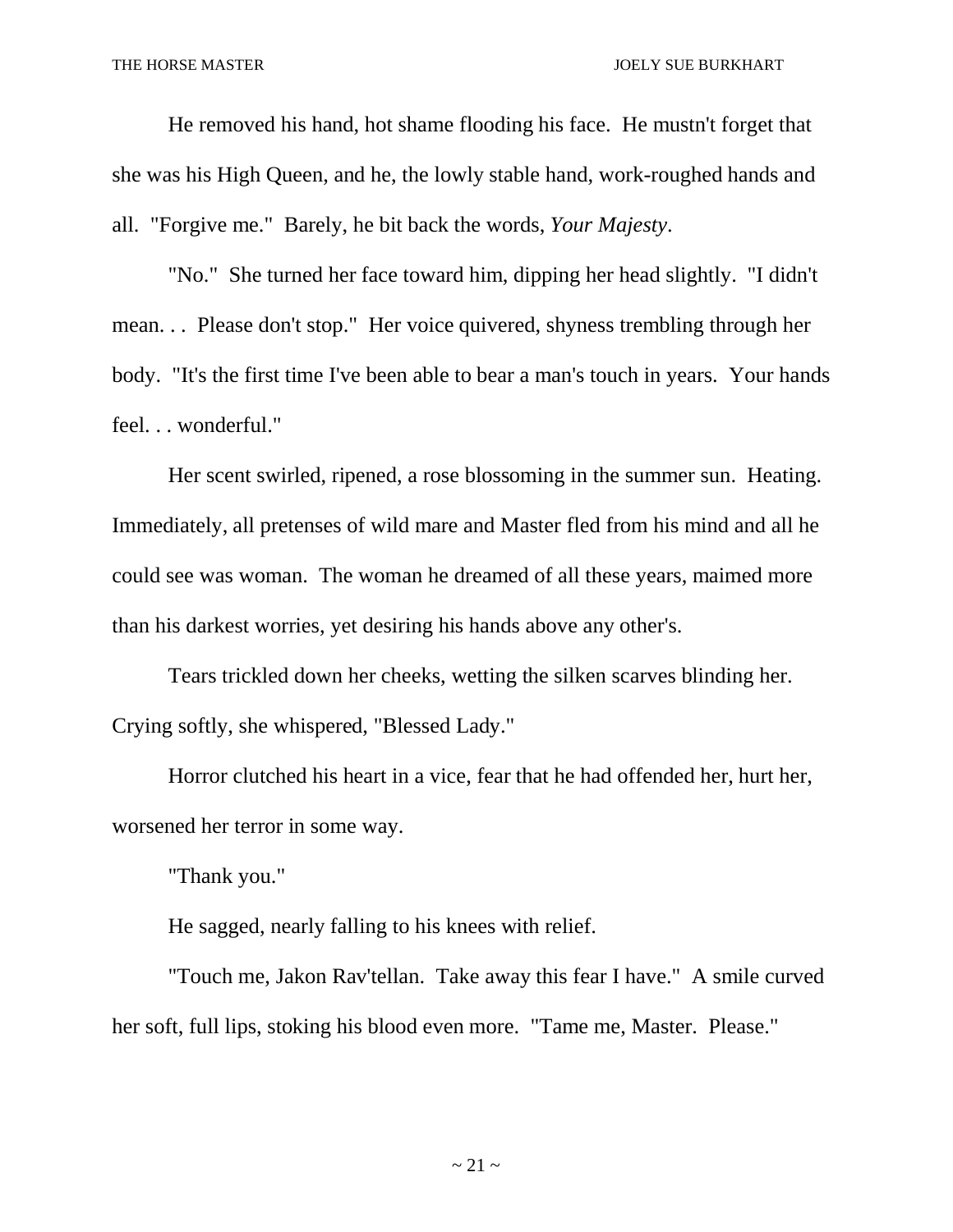He removed his hand, hot shame flooding his face. He mustn't forget that she was his High Queen, and he, the lowly stable hand, work-roughed hands and all. "Forgive me." Barely, he bit back the words, *Your Majesty*.

"No." She turned her face toward him, dipping her head slightly. "I didn't mean. . . Please don't stop." Her voice quivered, shyness trembling through her body. "It's the first time I've been able to bear a man's touch in years. Your hands feel. . . wonderful."

Her scent swirled, ripened, a rose blossoming in the summer sun. Heating. Immediately, all pretenses of wild mare and Master fled from his mind and all he could see was woman. The woman he dreamed of all these years, maimed more than his darkest worries, yet desiring his hands above any other's.

Tears trickled down her cheeks, wetting the silken scarves blinding her. Crying softly, she whispered, "Blessed Lady."

Horror clutched his heart in a vice, fear that he had offended her, hurt her, worsened her terror in some way.

"Thank you."

He sagged, nearly falling to his knees with relief.

"Touch me, Jakon Rav'tellan. Take away this fear I have." A smile curved her soft, full lips, stoking his blood even more. "Tame me, Master. Please."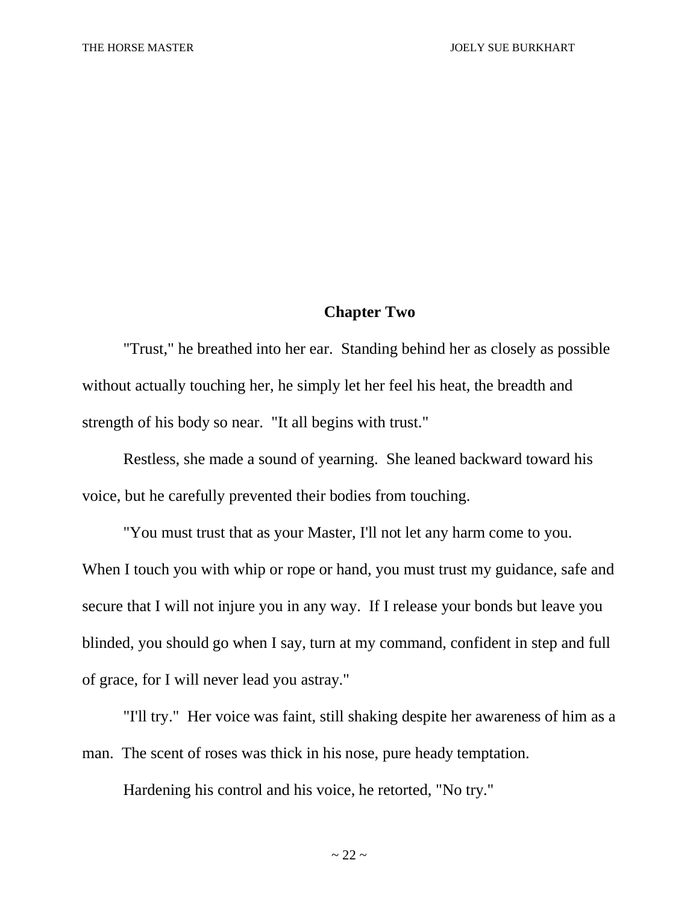## Chapter Two

"Trust," he breathed into her ear. Standing behind her as closely as possible without actually touching her, he simply let her feel his heat, the breadth and strength of his body so near. "It all begins with trust."

Restless, she made a sound of yearning. She leaned backward toward his voice, but he carefully prevented their bodies from touching.

"You must trust that as your Master, I'll not let any harm come to you. When I touch you with whip or rope or hand, you must trust my guidance, safe and secure that I will not injure you in any way. If I release your bonds but leave you blinded, you should go when I say, turn at my command, confident in step and full of grace, for I will never lead you astray."

"I'll try." Her voice was faint, still shaking despite her awareness of him as a man. The scent of roses was thick in his nose, pure heady temptation.

Hardening his control and his voice, he retorted, "No try."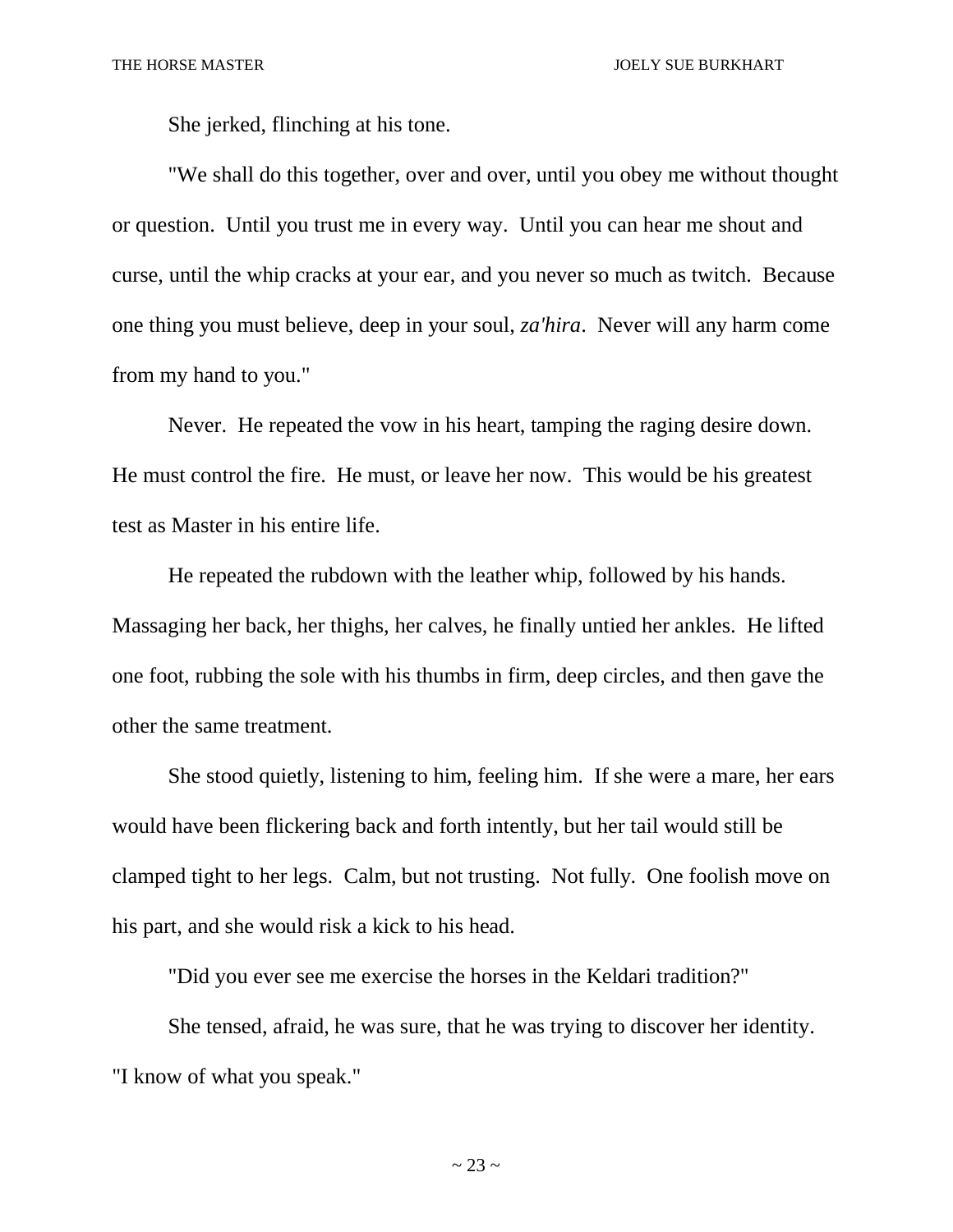She jerked, flinching at his tone.

"We shall do this together, over and over, until you obey me without thought or question. Until you trust me in every way. Until you can hear me shout and curse, until the whip cracks at your ear, and you never so much as twitch. Because one thing you must believe, deep in your soul, *za'hira*. Never will any harm come from my hand to you."

Never. He repeated the vow in his heart, tamping the raging desire down. He must control the fire. He must, or leave her now. This would be his greatest test as Master in his entire life.

He repeated the rubdown with the leather whip, followed by his hands. Massaging her back, her thighs, her calves, he finally untied her ankles. He lifted one foot, rubbing the sole with his thumbs in firm, deep circles, and then gave the other the same treatment.

She stood quietly, listening to him, feeling him. If she were a mare, her ears would have been flickering back and forth intently, but her tail would still be clamped tight to her legs. Calm, but not trusting. Not fully. One foolish move on his part, and she would risk a kick to his head.

"Did you ever see me exercise the horses in the Keldari tradition?"

She tensed, afraid, he was sure, that he was trying to discover her identity. "I know of what you speak."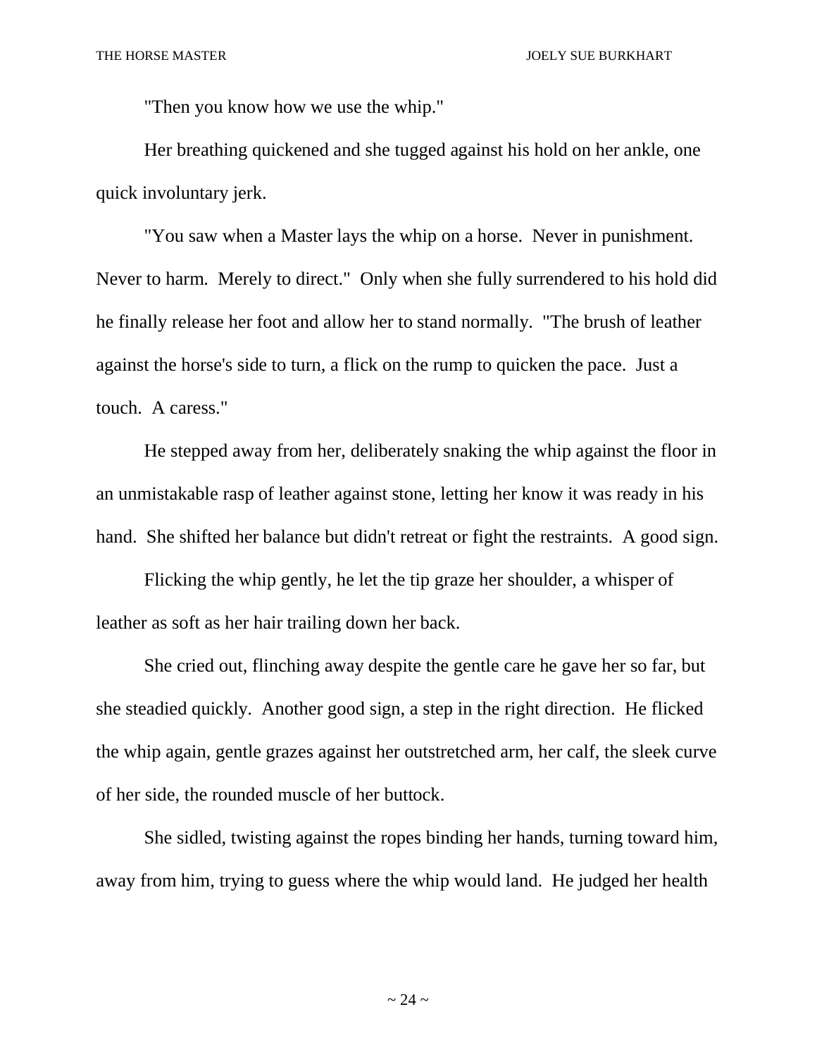"Then you know how we use the whip."

Her breathing quickened and she tugged against his hold on her ankle, one quick involuntary jerk.

"You saw when a Master lays the whip on a horse. Never in punishment. Never to harm. Merely to direct." Only when she fully surrendered to his hold did he finally release her foot and allow her to stand normally. "The brush of leather against the horse's side to turn, a flick on the rump to quicken the pace. Just a touch. A caress."

He stepped away from her, deliberately snaking the whip against the floor in an unmistakable rasp of leather against stone, letting her know it was ready in his hand. She shifted her balance but didn't retreat or fight the restraints. A good sign.

Flicking the whip gently, he let the tip graze her shoulder, a whisper of leather as soft as her hair trailing down her back.

She cried out, flinching away despite the gentle care he gave her so far, but she steadied quickly. Another good sign, a step in the right direction. He flicked the whip again, gentle grazes against her outstretched arm, her calf, the sleek curve of her side, the rounded muscle of her buttock.

She sidled, twisting against the ropes binding her hands, turning toward him, away from him, trying to guess where the whip would land. He judged her health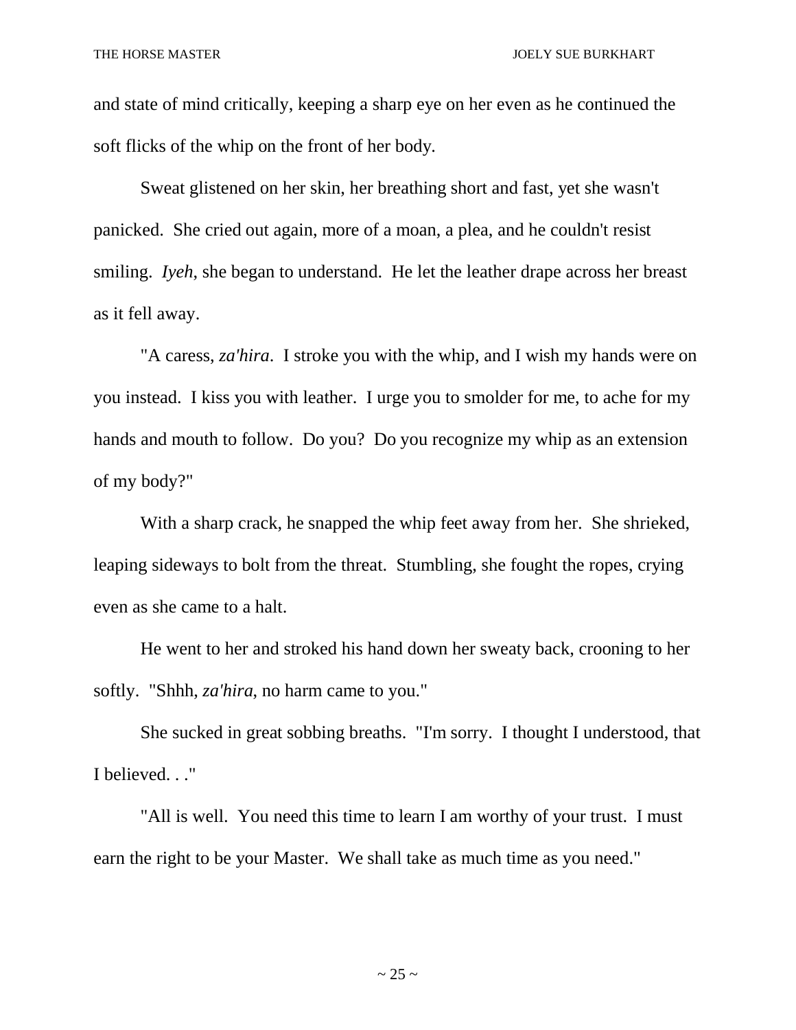and state of mind critically, keeping a sharp eye on her even as he continued the soft flicks of the whip on the front of her body.

Sweat glistened on her skin, her breathing short and fast, yet she wasn't panicked. She cried out again, more of a moan, a plea, and he couldn't resist smiling. *Iyeh*, she began to understand. He let the leather drape across her breast as it fell away.

"A caress, *za'hira*. I stroke you with the whip, and I wish my hands were on you instead. I kiss you with leather. I urge you to smolder for me, to ache for my hands and mouth to follow. Do you? Do you recognize my whip as an extension of my body?"

With a sharp crack, he snapped the whip feet away from her. She shrieked, leaping sideways to bolt from the threat. Stumbling, she fought the ropes, crying even as she came to a halt.

He went to her and stroked his hand down her sweaty back, crooning to her softly. "Shhh, *za'hira*, no harm came to you."

She sucked in great sobbing breaths. "I'm sorry. I thought I understood, that I believed. . ."

"All is well. You need this time to learn I am worthy of your trust. I must earn the right to be your Master. We shall take as much time as you need."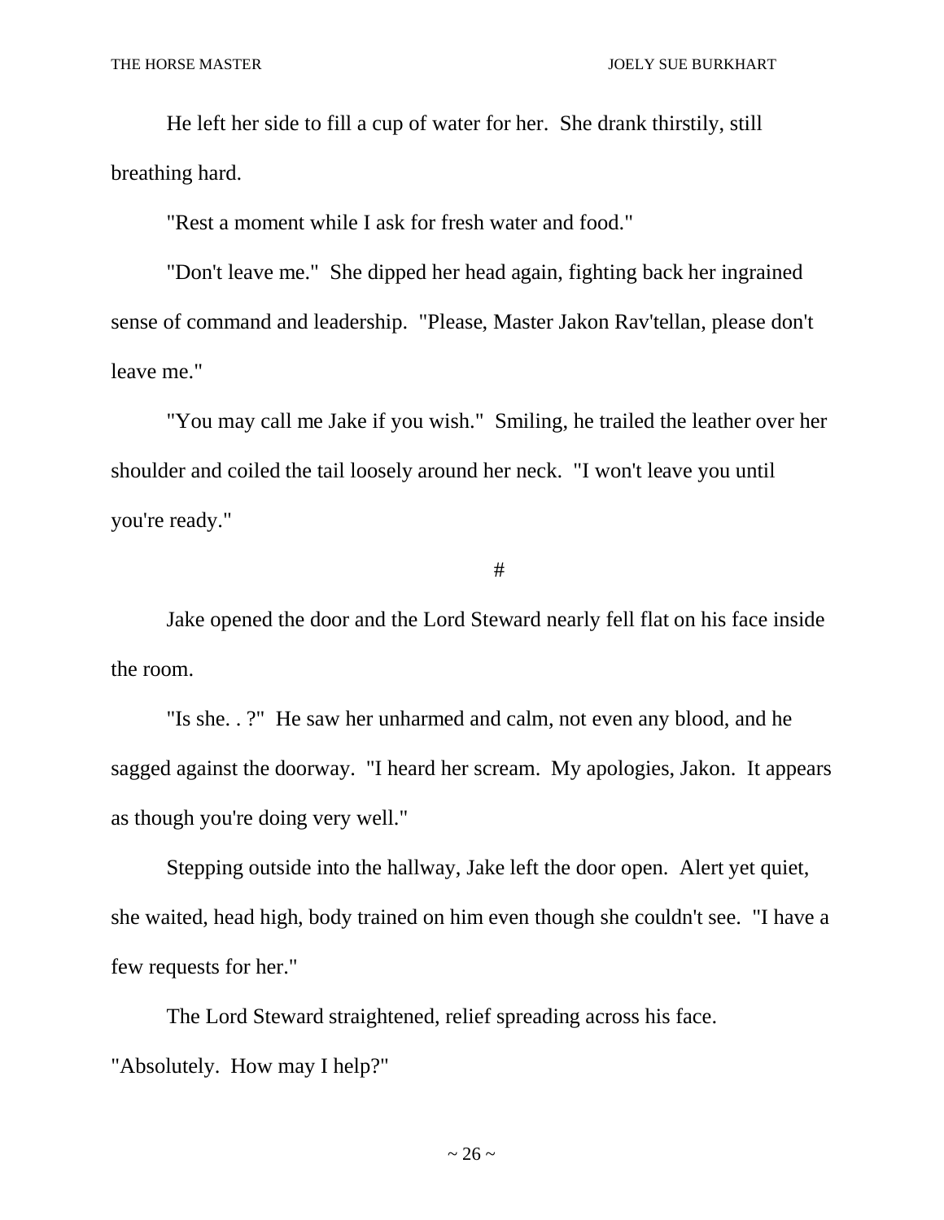He left her side to fill a cup of water for her. She drank thirstily, still breathing hard.

"Rest a moment while I ask for fresh water and food."

"Don't leave me." She dipped her head again, fighting back her ingrained sense of command and leadership. "Please, Master Jakon Rav'tellan, please don't leave me."

"You may call me Jake if you wish." Smiling, he trailed the leather over her shoulder and coiled the tail loosely around her neck. "I won't leave you until you're ready."

#

Jake opened the door and the Lord Steward nearly fell flat on his face inside the room.

"Is she. . ?" He saw her unharmed and calm, not even any blood, and he sagged against the doorway. "I heard her scream. My apologies, Jakon. It appears as though you're doing very well."

Stepping outside into the hallway, Jake left the door open. Alert yet quiet, she waited, head high, body trained on him even though she couldn't see. "I have a few requests for her."

The Lord Steward straightened, relief spreading across his face. "Absolutely. How may I help?"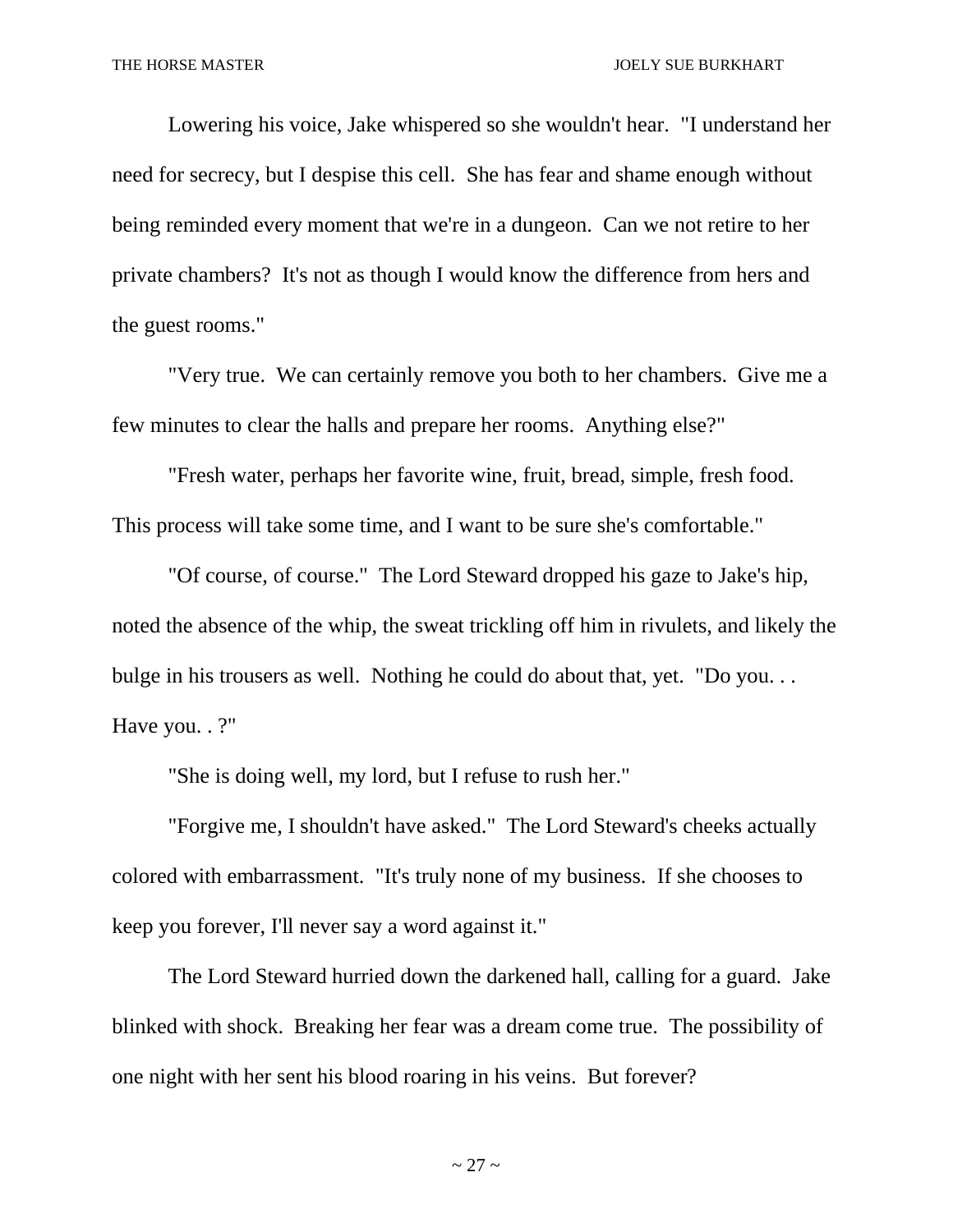Lowering his voice, Jake whispered so she wouldn't hear. "I understand her need for secrecy, but I despise this cell. She has fear and shame enough without being reminded every moment that we're in a dungeon. Can we not retire to her private chambers? It's not as though I would know the difference from hers and the guest rooms."

"Very true. We can certainly remove you both to her chambers. Give me a few minutes to clear the halls and prepare her rooms. Anything else?"

"Fresh water, perhaps her favorite wine, fruit, bread, simple, fresh food. This process will take some time, and I want to be sure she's comfortable."

"Of course, of course." The Lord Steward dropped his gaze to Jake's hip, noted the absence of the whip, the sweat trickling off him in rivulets, and likely the bulge in his trousers as well. Nothing he could do about that, yet. "Do you. . . Have you. . ?"

"She is doing well, my lord, but I refuse to rush her."

"Forgive me, I shouldn't have asked." The Lord Steward's cheeks actually colored with embarrassment. "It's truly none of my business. If she chooses to keep you forever, I'll never say a word against it."

The Lord Steward hurried down the darkened hall, calling for a guard. Jake blinked with shock. Breaking her fear was a dream come true. The possibility of one night with her sent his blood roaring in his veins. But forever?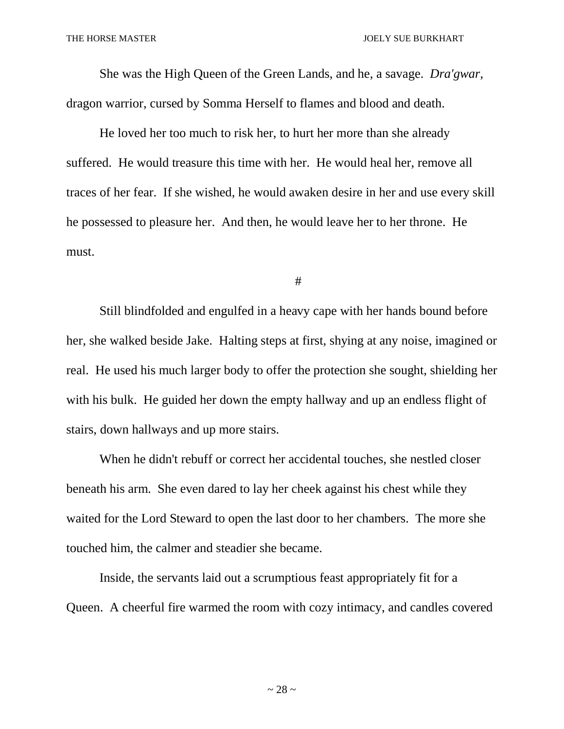She was the High Queen of the Green Lands, and he, a savage. *Dra'gwar*, dragon warrior, cursed by Somma Herself to flames and blood and death.

He loved her too much to risk her, to hurt her more than she already suffered. He would treasure this time with her. He would heal her, remove all traces of her fear. If she wished, he would awaken desire in her and use every skill he possessed to pleasure her. And then, he would leave her to her throne. He must.

#

Still blindfolded and engulfed in a heavy cape with her hands bound before her, she walked beside Jake. Halting steps at first, shying at any noise, imagined or real. He used his much larger body to offer the protection she sought, shielding her with his bulk. He guided her down the empty hallway and up an endless flight of stairs, down hallways and up more stairs.

When he didn't rebuff or correct her accidental touches, she nestled closer beneath his arm. She even dared to lay her cheek against his chest while they waited for the Lord Steward to open the last door to her chambers. The more she touched him, the calmer and steadier she became.

Inside, the servants laid out a scrumptious feast appropriately fit for a Queen. A cheerful fire warmed the room with cozy intimacy, and candles covered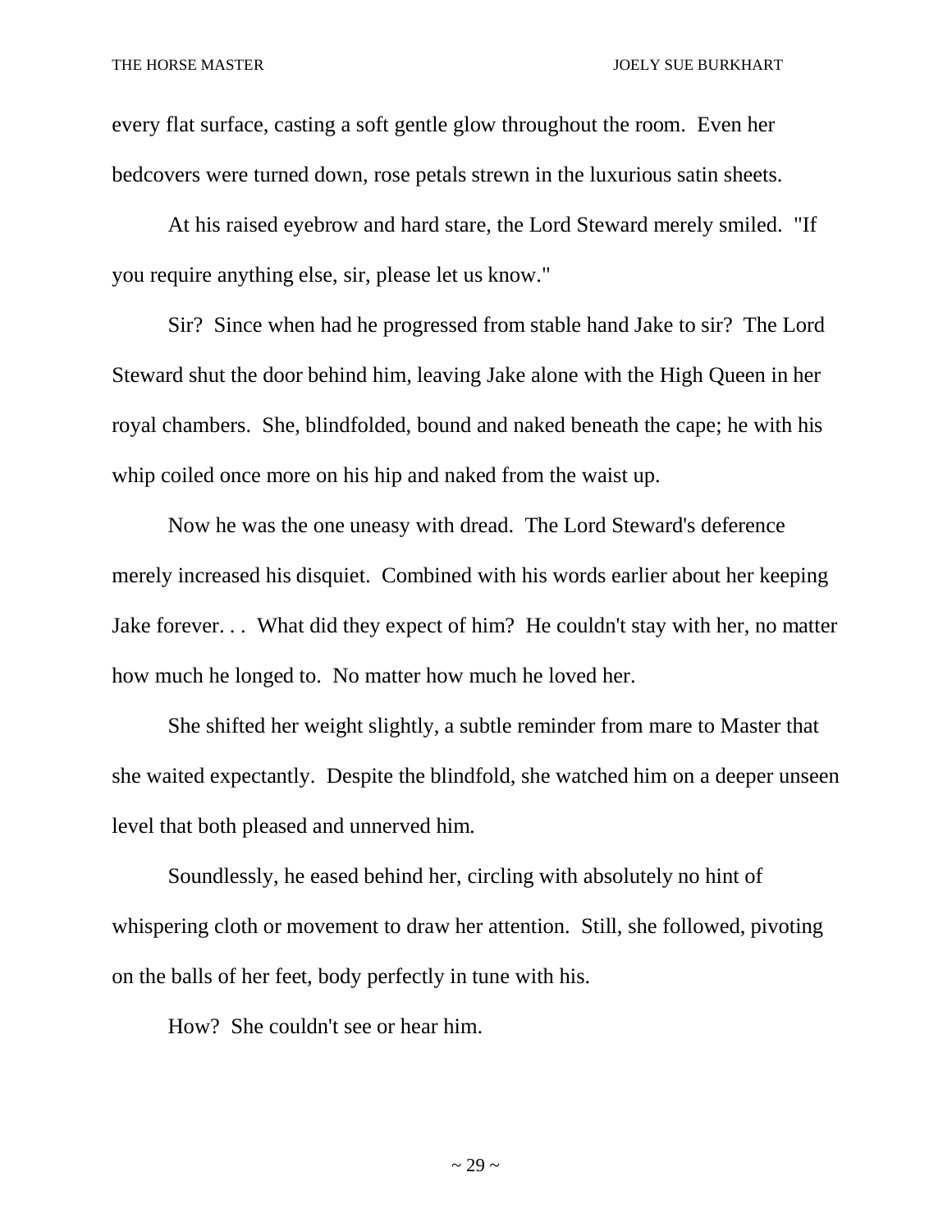every flat surface, casting a soft gentle glow throughout the room. Even her bedcovers were turned down, rose petals strewn in the luxurious satin sheets.

At his raised eyebrow and hard stare, the Lord Steward merely smiled. "If you require anything else, sir, please let us know."

Sir? Since when had he progressed from stable hand Jake to sir? The Lord Steward shut the door behind him, leaving Jake alone with the High Queen in her royal chambers. She, blindfolded, bound and naked beneath the cape; he with his whip coiled once more on his hip and naked from the waist up.

Now he was the one uneasy with dread. The Lord Steward's deference merely increased his disquiet. Combined with his words earlier about her keeping Jake forever. . . What did they expect of him? He couldn't stay with her, no matter how much he longed to. No matter how much he loved her.

She shifted her weight slightly, a subtle reminder from mare to Master that she waited expectantly. Despite the blindfold, she watched him on a deeper unseen level that both pleased and unnerved him.

Soundlessly, he eased behind her, circling with absolutely no hint of whispering cloth or movement to draw her attention. Still, she followed, pivoting on the balls of her feet, body perfectly in tune with his.

How? She couldn't see or hear him.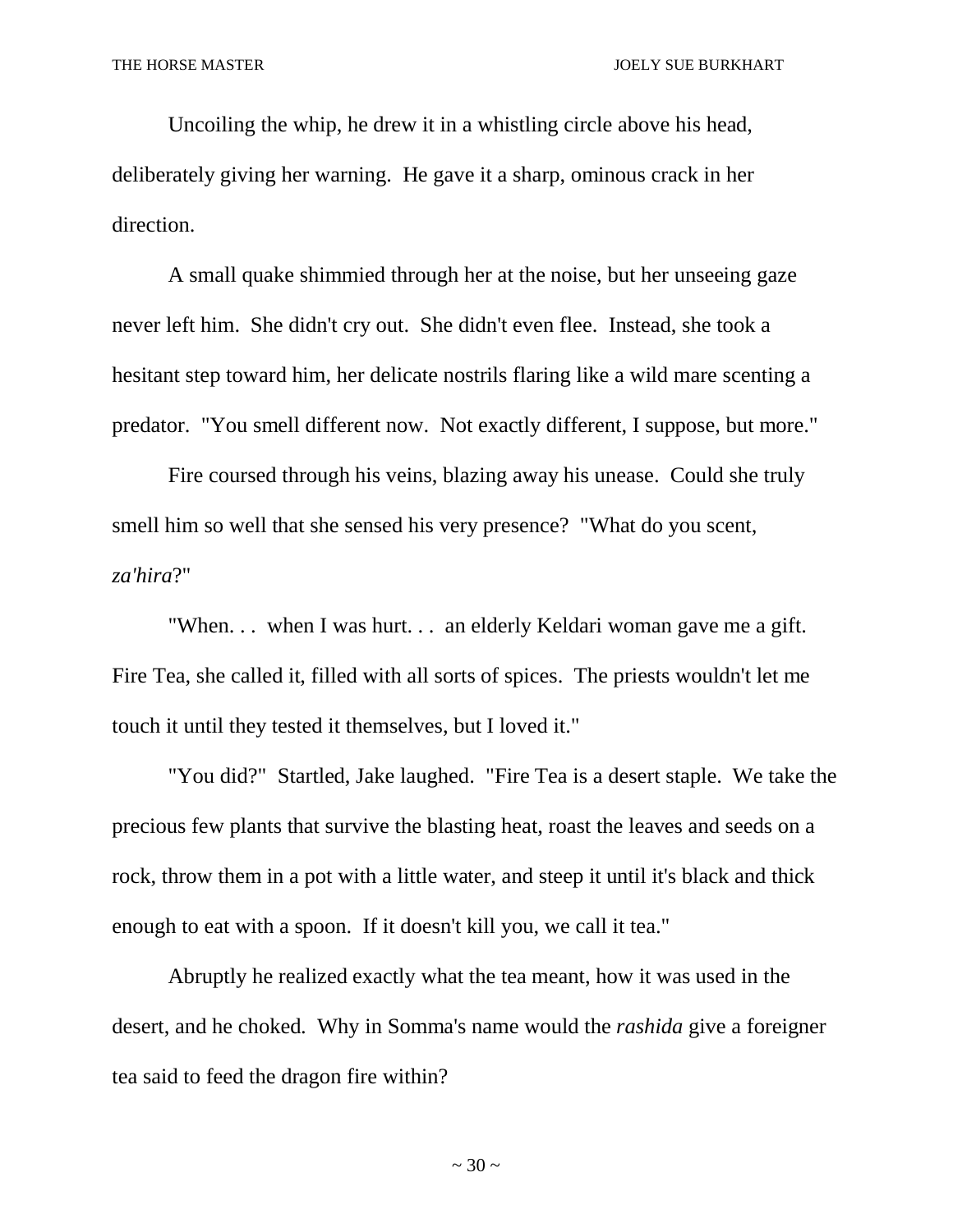Uncoiling the whip, he drew it in a whistling circle above his head, deliberately giving her warning. He gave it a sharp, ominous crack in her direction.

A small quake shimmied through her at the noise, but her unseeing gaze never left him. She didn't cry out. She didn't even flee. Instead, she took a hesitant step toward him, her delicate nostrils flaring like a wild mare scenting a predator. "You smell different now. Not exactly different, I suppose, but more."

Fire coursed through his veins, blazing away his unease. Could she truly smell him so well that she sensed his very presence? "What do you scent, *za'hira*?"

"When. . . when I was hurt. . . an elderly Keldari woman gave me a gift. Fire Tea, she called it, filled with all sorts of spices. The priests wouldn't let me touch it until they tested it themselves, but I loved it."

"You did?" Startled, Jake laughed. "Fire Tea is a desert staple. We take the precious few plants that survive the blasting heat, roast the leaves and seeds on a rock, throw them in a pot with a little water, and steep it until it's black and thick enough to eat with a spoon. If it doesn't kill you, we call it tea."

Abruptly he realized exactly what the tea meant, how it was used in the desert, and he choked. Why in Somma's name would the *rashida* give a foreigner tea said to feed the dragon fire within?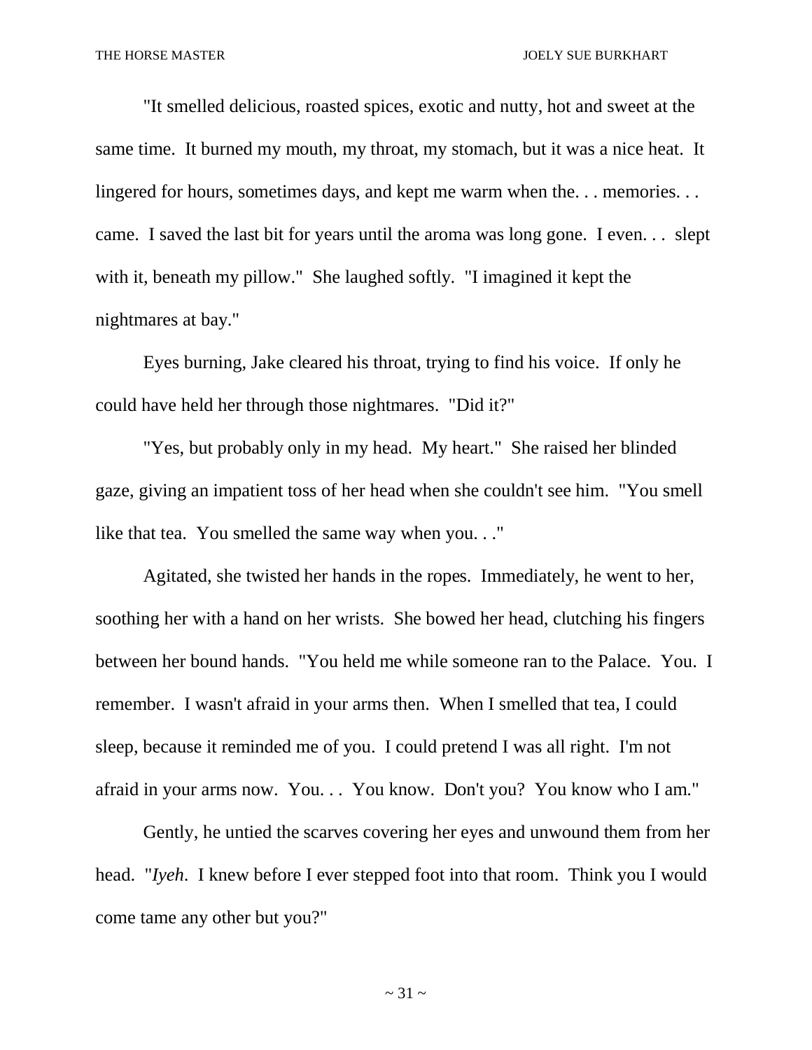"It smelled delicious, roasted spices, exotic and nutty, hot and sweet at the same time. It burned my mouth, my throat, my stomach, but it was a nice heat. It lingered for hours, sometimes days, and kept me warm when the. . . memories. . . came. I saved the last bit for years until the aroma was long gone. I even. . . slept with it, beneath my pillow." She laughed softly. "I imagined it kept the nightmares at bay."

Eyes burning, Jake cleared his throat, trying to find his voice. If only he could have held her through those nightmares. "Did it?"

"Yes, but probably only in my head. My heart." She raised her blinded gaze, giving an impatient toss of her head when she couldn't see him. "You smell like that tea. You smelled the same way when you. . ."

Agitated, she twisted her hands in the ropes. Immediately, he went to her, soothing her with a hand on her wrists. She bowed her head, clutching his fingers between her bound hands. "You held me while someone ran to the Palace. You. I remember. I wasn't afraid in your arms then. When I smelled that tea, I could sleep, because it reminded me of you. I could pretend I was all right. I'm not afraid in your arms now. You. . . You know. Don't you? You know who I am."

Gently, he untied the scarves covering her eyes and unwound them from her head. "*Iyeh*. I knew before I ever stepped foot into that room. Think you I would come tame any other but you?"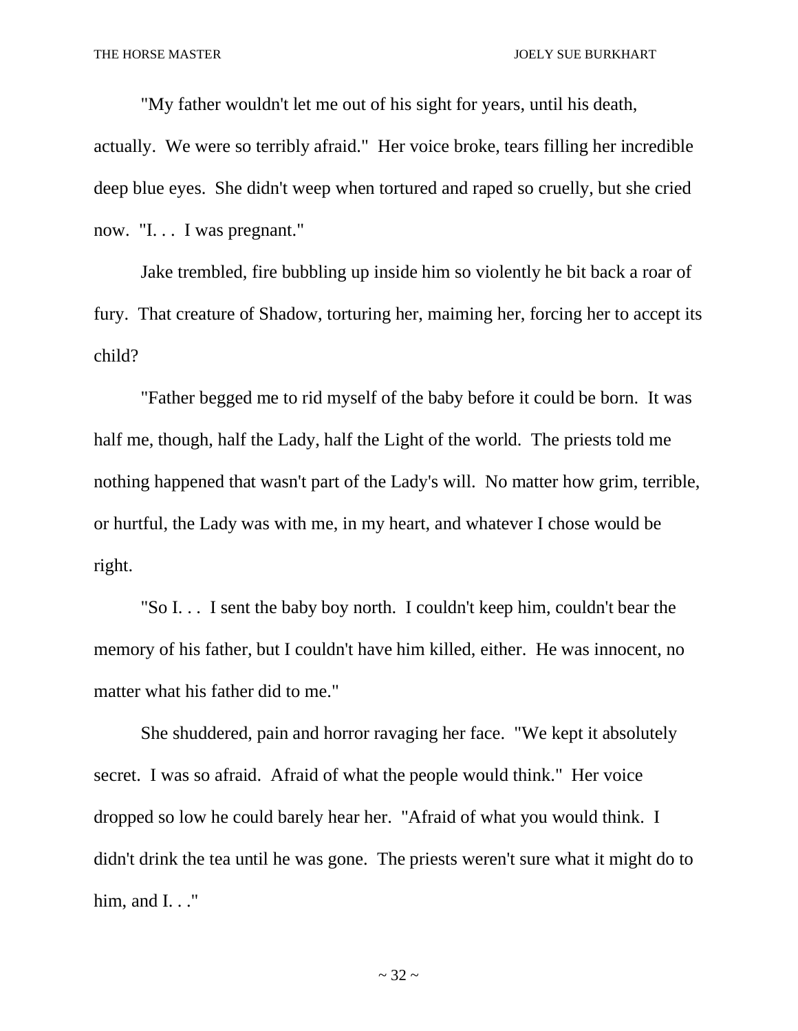"My father wouldn't let me out of his sight for years, until his death, actually. We were so terribly afraid." Her voice broke, tears filling her incredible deep blue eyes. She didn't weep when tortured and raped so cruelly, but she cried now. "I. . . I was pregnant."

Jake trembled, fire bubbling up inside him so violently he bit back a roar of fury. That creature of Shadow, torturing her, maiming her, forcing her to accept its child?

"Father begged me to rid myself of the baby before it could be born. It was half me, though, half the Lady, half the Light of the world. The priests told me nothing happened that wasn't part of the Lady's will. No matter how grim, terrible, or hurtful, the Lady was with me, in my heart, and whatever I chose would be right.

"So I. . . I sent the baby boy north. I couldn't keep him, couldn't bear the memory of his father, but I couldn't have him killed, either. He was innocent, no matter what his father did to me."

She shuddered, pain and horror ravaging her face. "We kept it absolutely secret. I was so afraid. Afraid of what the people would think." Her voice dropped so low he could barely hear her. "Afraid of what you would think. I didn't drink the tea until he was gone. The priests weren't sure what it might do to him, and I. . ."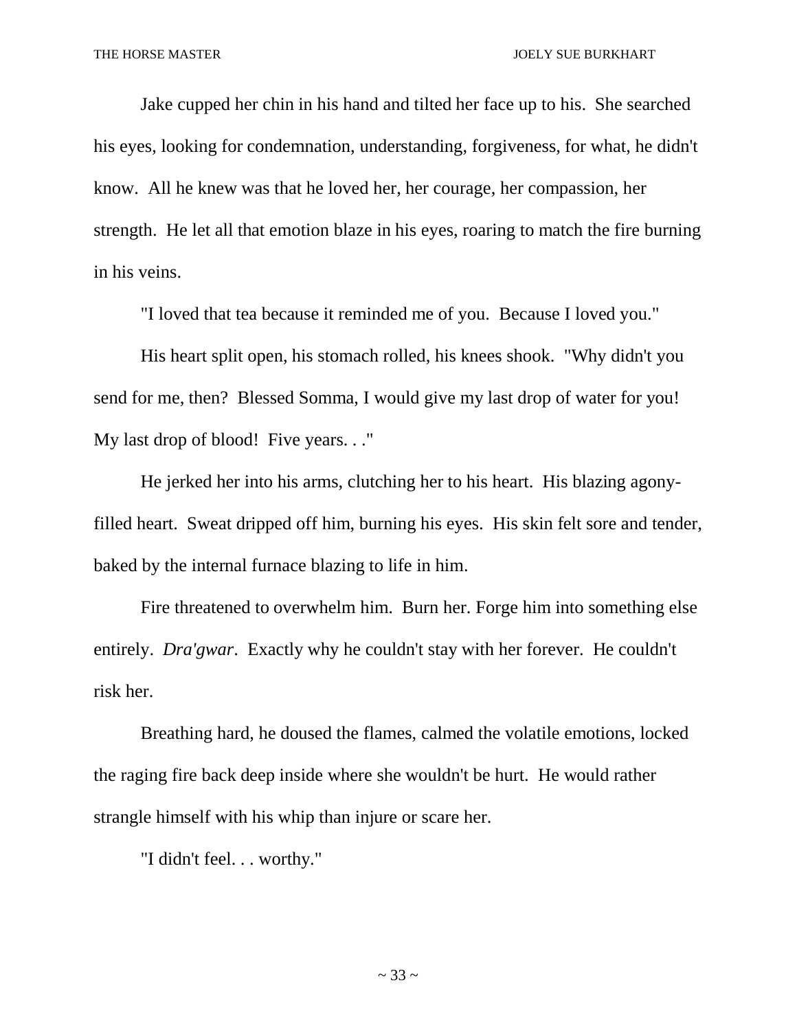Jake cupped her chin in his hand and tilted her face up to his. She searched his eyes, looking for condemnation, understanding, forgiveness, for what, he didn't know. All he knew was that he loved her, her courage, her compassion, her strength. He let all that emotion blaze in his eyes, roaring to match the fire burning in his veins.

"I loved that tea because it reminded me of you. Because I loved you."

His heart split open, his stomach rolled, his knees shook. "Why didn't you send for me, then? Blessed Somma, I would give my last drop of water for you! My last drop of blood! Five years. . ."

He jerked her into his arms, clutching her to his heart. His blazing agony-filled heart. Sweat dripped off him, burning his eyes. His skin felt sore and tender, baked by the internal furnace blazing to life in him.

Fire threatened to overwhelm him. Burn her. Forge him into something else entirely. *Dra'gwar*. Exactly why he couldn't stay with her forever. He couldn't risk her.

Breathing hard, he doused the flames, calmed the volatile emotions, locked the raging fire back deep inside where she wouldn't be hurt. He would rather strangle himself with his whip than injure or scare her.

"I didn't feel. . . worthy."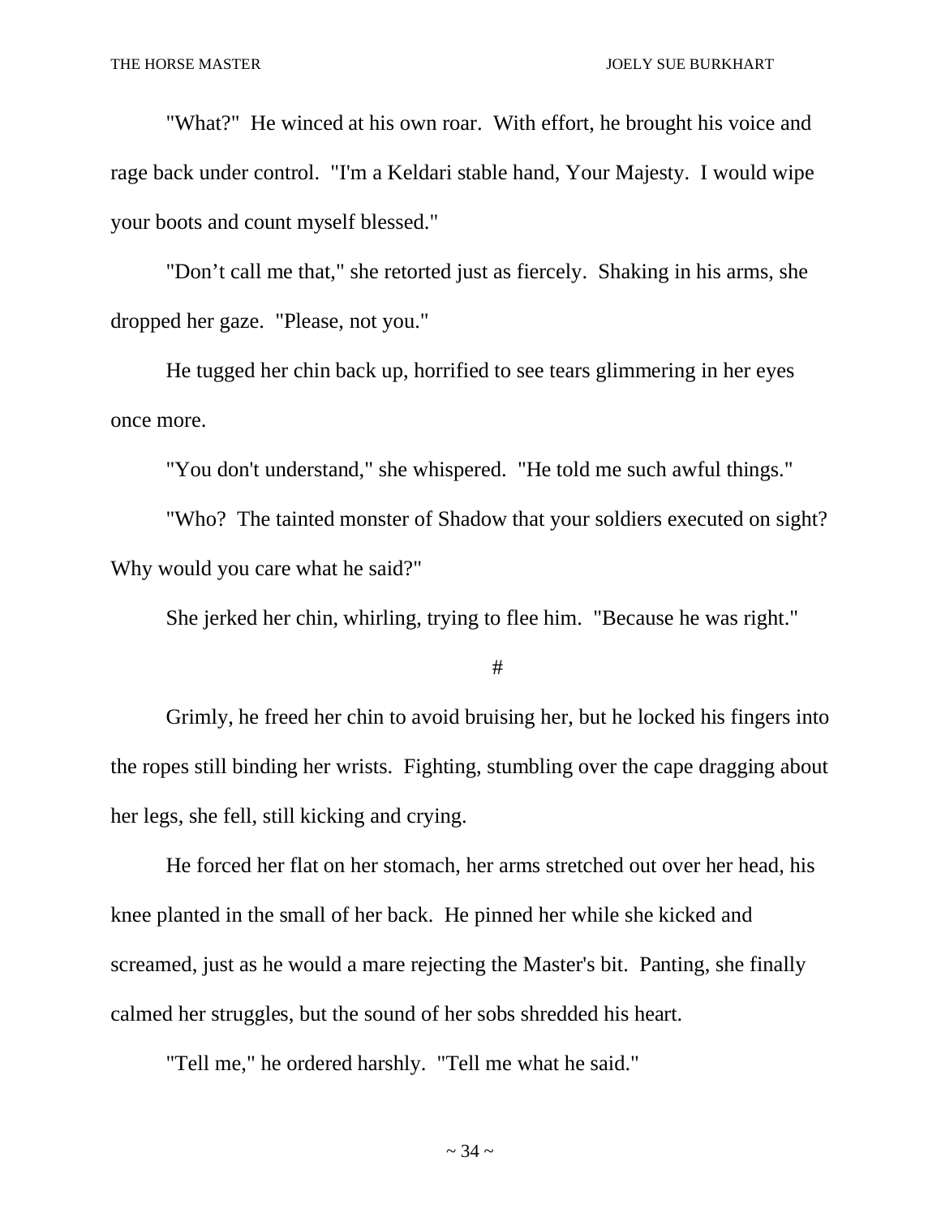"What?" He winced at his own roar. With effort, he brought his voice and rage back under control. "I'm a Keldari stable hand, Your Majesty. I would wipe your boots and count myself blessed."

"Don't call me that," she retorted just as fiercely. Shaking in his arms, she dropped her gaze. "Please, not you."

He tugged her chin back up, horrified to see tears glimmering in her eyes once more.

"You don't understand," she whispered. "He told me such awful things."

"Who? The tainted monster of Shadow that your soldiers executed on sight? Why would you care what he said?"

She jerked her chin, whirling, trying to flee him. "Because he was right."

#

Grimly, he freed her chin to avoid bruising her, but he locked his fingers into the ropes still binding her wrists. Fighting, stumbling over the cape dragging about her legs, she fell, still kicking and crying.

He forced her flat on her stomach, her arms stretched out over her head, his knee planted in the small of her back. He pinned her while she kicked and screamed, just as he would a mare rejecting the Master's bit. Panting, she finally calmed her struggles, but the sound of her sobs shredded his heart.

"Tell me," he ordered harshly. "Tell me what he said."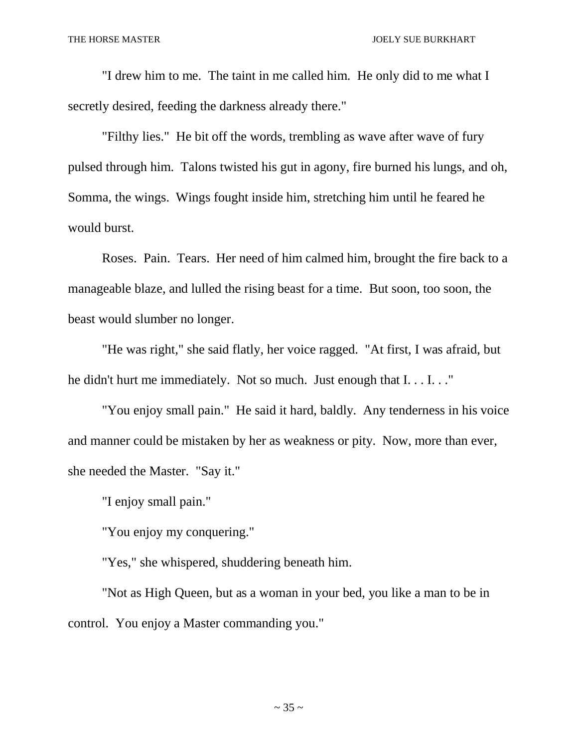"I drew him to me. The taint in me called him. He only did to me what I secretly desired, feeding the darkness already there."

"Filthy lies." He bit off the words, trembling as wave after wave of fury pulsed through him. Talons twisted his gut in agony, fire burned his lungs, and oh, Somma, the wings. Wings fought inside him, stretching him until he feared he would burst.

Roses. Pain. Tears. Her need of him calmed him, brought the fire back to a manageable blaze, and lulled the rising beast for a time. But soon, too soon, the beast would slumber no longer.

"He was right," she said flatly, her voice ragged. "At first, I was afraid, but he didn't hurt me immediately. Not so much. Just enough that I. . . I. . ."

"You enjoy small pain." He said it hard, baldly. Any tenderness in his voice and manner could be mistaken by her as weakness or pity. Now, more than ever, she needed the Master. "Say it."

"I enjoy small pain."

"You enjoy my conquering."

"Yes," she whispered, shuddering beneath him.

"Not as High Queen, but as a woman in your bed, you like a man to be in control. You enjoy a Master commanding you."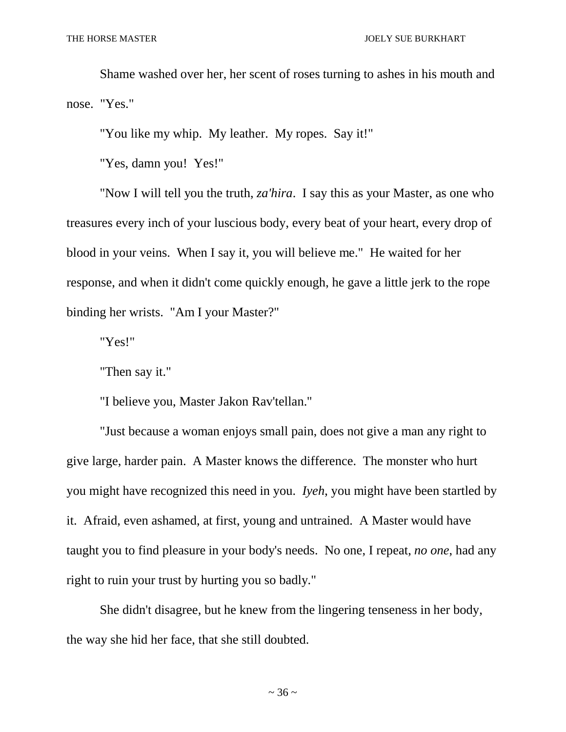Shame washed over her, her scent of roses turning to ashes in his mouth and nose. "Yes."

"You like my whip. My leather. My ropes. Say it!"

"Yes, damn you! Yes!"

"Now I will tell you the truth, *za'hira*. I say this as your Master, as one who treasures every inch of your luscious body, every beat of your heart, every drop of blood in your veins. When I say it, you will believe me." He waited for her response, and when it didn't come quickly enough, he gave a little jerk to the rope binding her wrists. "Am I your Master?"

"Yes!"

"Then say it."

"I believe you, Master Jakon Rav'tellan."

"Just because a woman enjoys small pain, does not give a man any right to give large, harder pain. A Master knows the difference. The monster who hurt you might have recognized this need in you. *Iyeh*, you might have been startled by it. Afraid, even ashamed, at first, young and untrained. A Master would have taught you to find pleasure in your body's needs. No one, I repeat, *no one*, had any right to ruin your trust by hurting you so badly."

She didn't disagree, but he knew from the lingering tenseness in her body, the way she hid her face, that she still doubted.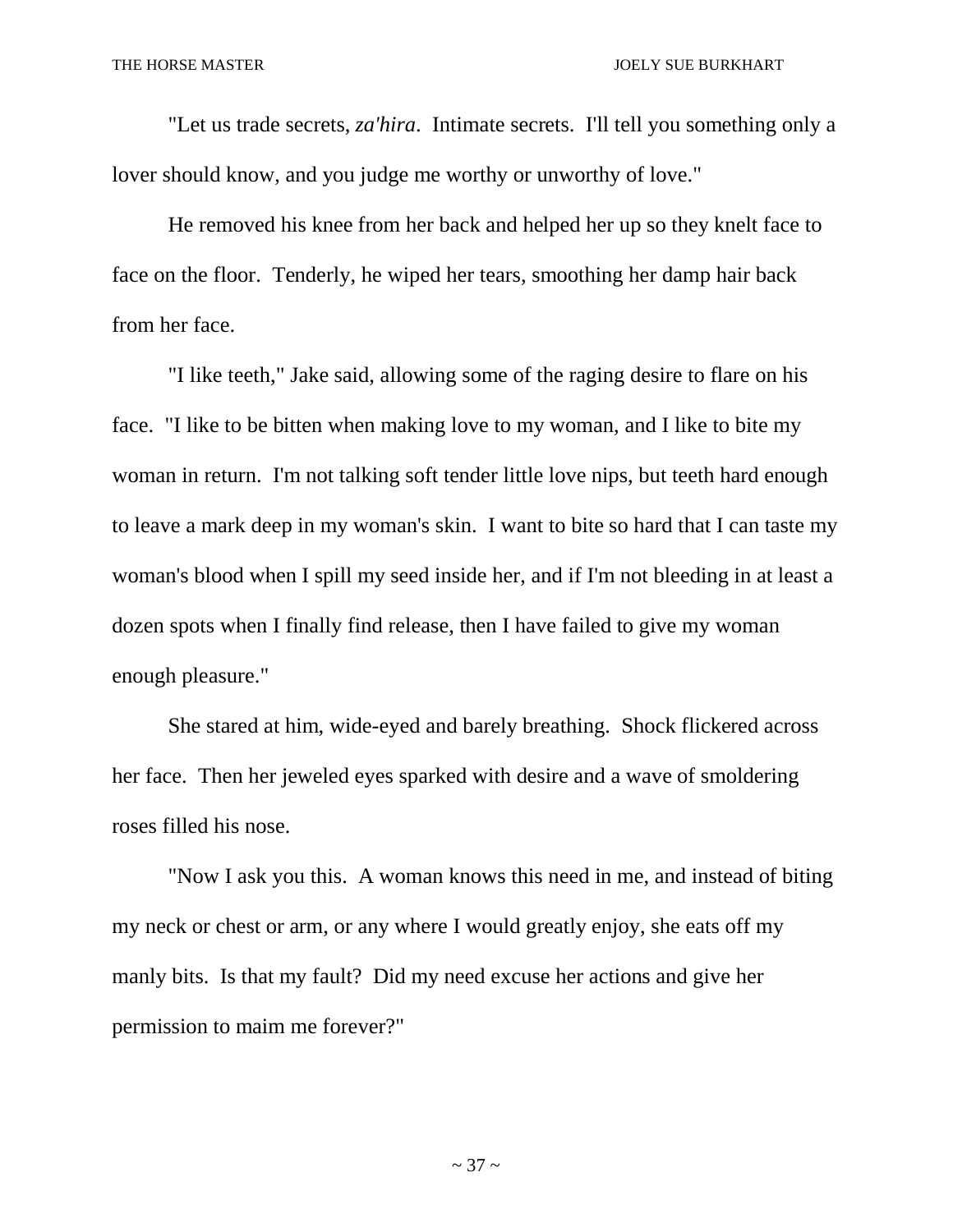"Let us trade secrets, *za'hira*.  Intimate secrets.  I'll tell you something only a lover should know, and you judge me worthy or unworthy of love."

He removed his knee from her back and helped her up so they knelt face to face on the floor.  Tenderly, he wiped her tears, smoothing her damp hair back from her face.

"I like teeth," Jake said, allowing some of the raging desire to flare on his face.  "I like to be bitten when making love to my woman, and I like to bite my woman in return.  I'm not talking soft tender little love nips, but teeth hard enough to leave a mark deep in my woman's skin.  I want to bite so hard that I can taste my woman's blood when I spill my seed inside her, and if I'm not bleeding in at least a dozen spots when I finally find release, then I have failed to give my woman enough pleasure."

She stared at him, wide-eyed and barely breathing.  Shock flickered across her face.  Then her jeweled eyes sparked with desire and a wave of smoldering roses filled his nose.

"Now I ask you this.  A woman knows this need in me, and instead of biting my neck or chest or arm, or any where I would greatly enjoy, she eats off my manly bits.  Is that my fault?  Did my need excuse her actions and give her permission to maim me forever?"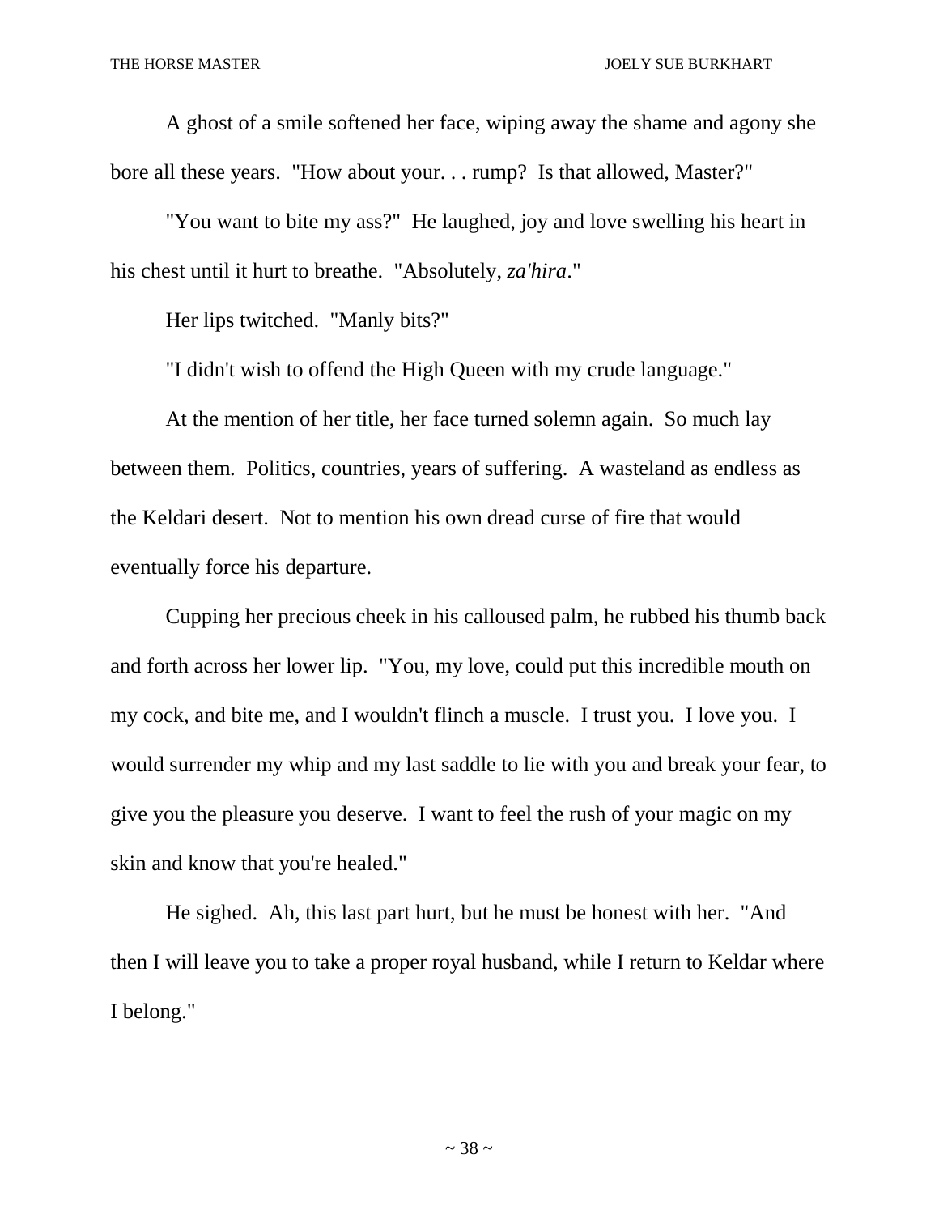A ghost of a smile softened her face, wiping away the shame and agony she bore all these years. "How about your. . . rump? Is that allowed, Master?"

"You want to bite my ass?" He laughed, joy and love swelling his heart in his chest until it hurt to breathe. "Absolutely, *za'hira*."

Her lips twitched. "Manly bits?"

"I didn't wish to offend the High Queen with my crude language."

At the mention of her title, her face turned solemn again. So much lay between them. Politics, countries, years of suffering. A wasteland as endless as the Keldari desert. Not to mention his own dread curse of fire that would eventually force his departure.

Cupping her precious cheek in his calloused palm, he rubbed his thumb back and forth across her lower lip. "You, my love, could put this incredible mouth on my cock, and bite me, and I wouldn't flinch a muscle. I trust you. I love you. I would surrender my whip and my last saddle to lie with you and break your fear, to give you the pleasure you deserve. I want to feel the rush of your magic on my skin and know that you're healed."

He sighed. Ah, this last part hurt, but he must be honest with her. "And then I will leave you to take a proper royal husband, while I return to Keldar where I belong."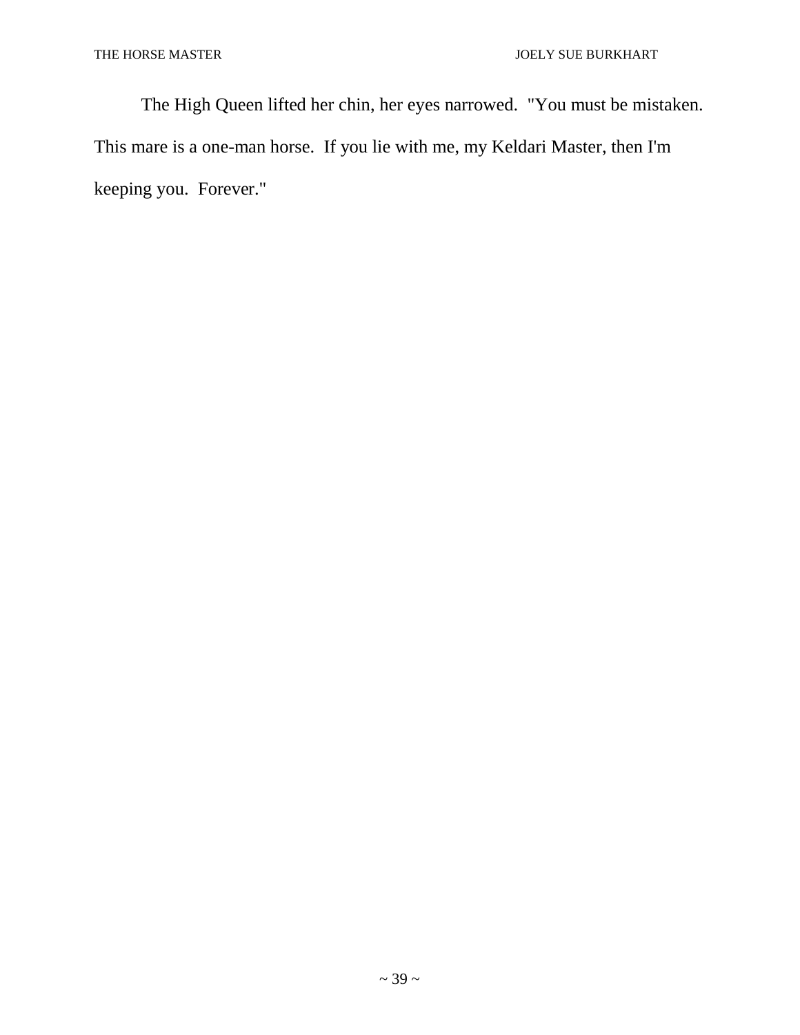The High Queen lifted her chin, her eyes narrowed. "You must be mistaken. This mare is a one-man horse. If you lie with me, my Keldari Master, then I'm keeping you. Forever."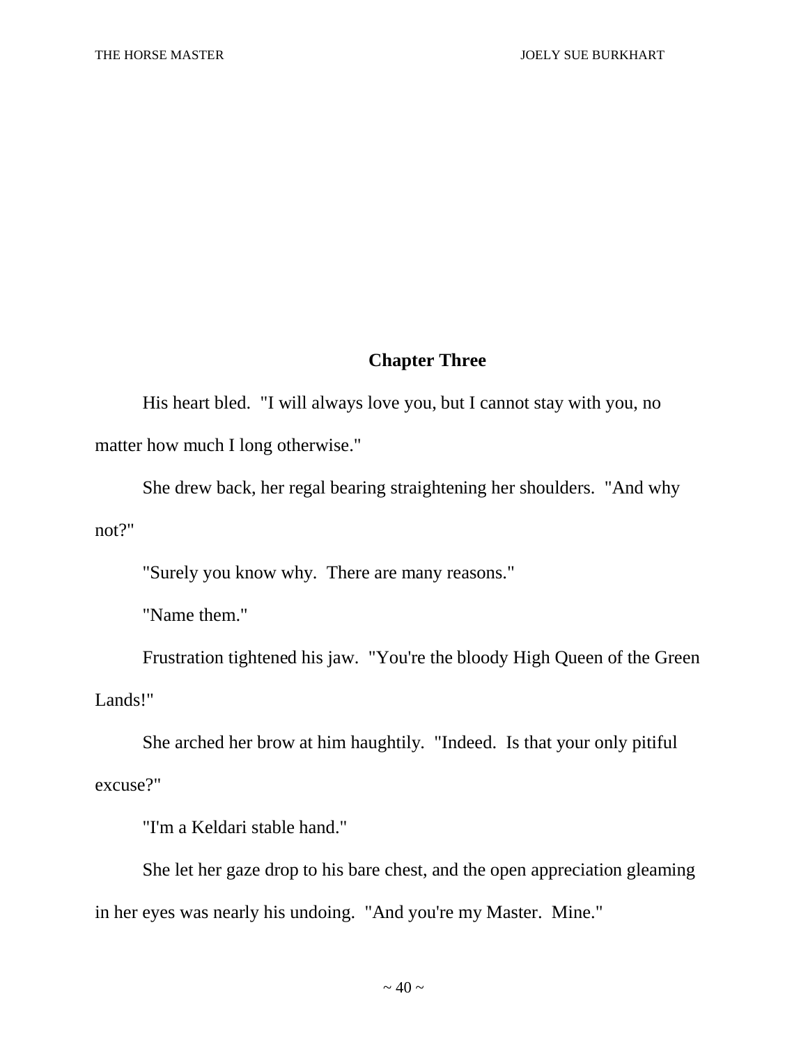## Chapter Three

His heart bled. "I will always love you, but I cannot stay with you, no matter how much I long otherwise."

She drew back, her regal bearing straightening her shoulders. "And why not?"

"Surely you know why. There are many reasons."

"Name them."

Frustration tightened his jaw. "You're the bloody High Queen of the Green Lands!"

She arched her brow at him haughtily. "Indeed. Is that your only pitiful excuse?"

"I'm a Keldari stable hand."

She let her gaze drop to his bare chest, and the open appreciation gleaming in her eyes was nearly his undoing. "And you're my Master. Mine."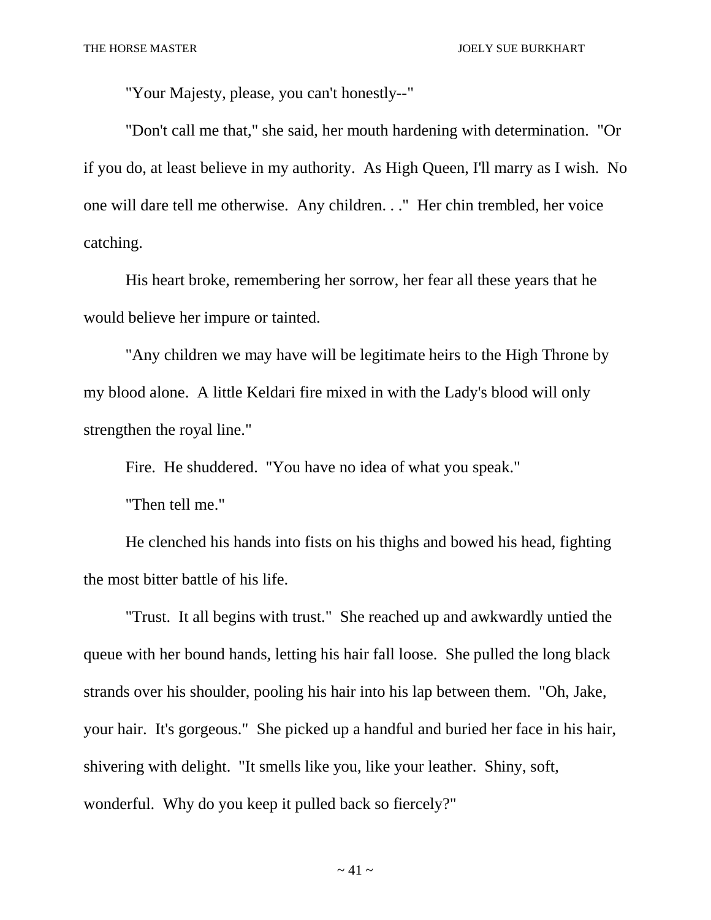"Your Majesty, please, you can't honestly--"

"Don't call me that," she said, her mouth hardening with determination. "Or if you do, at least believe in my authority. As High Queen, I'll marry as I wish. No one will dare tell me otherwise. Any children. . ." Her chin trembled, her voice catching.

His heart broke, remembering her sorrow, her fear all these years that he would believe her impure or tainted.

"Any children we may have will be legitimate heirs to the High Throne by my blood alone. A little Keldari fire mixed in with the Lady's blood will only strengthen the royal line."

Fire. He shuddered. "You have no idea of what you speak."

"Then tell me."

He clenched his hands into fists on his thighs and bowed his head, fighting the most bitter battle of his life.

"Trust. It all begins with trust." She reached up and awkwardly untied the queue with her bound hands, letting his hair fall loose. She pulled the long black strands over his shoulder, pooling his hair into his lap between them. "Oh, Jake, your hair. It's gorgeous." She picked up a handful and buried her face in his hair, shivering with delight. "It smells like you, like your leather. Shiny, soft, wonderful. Why do you keep it pulled back so fiercely?"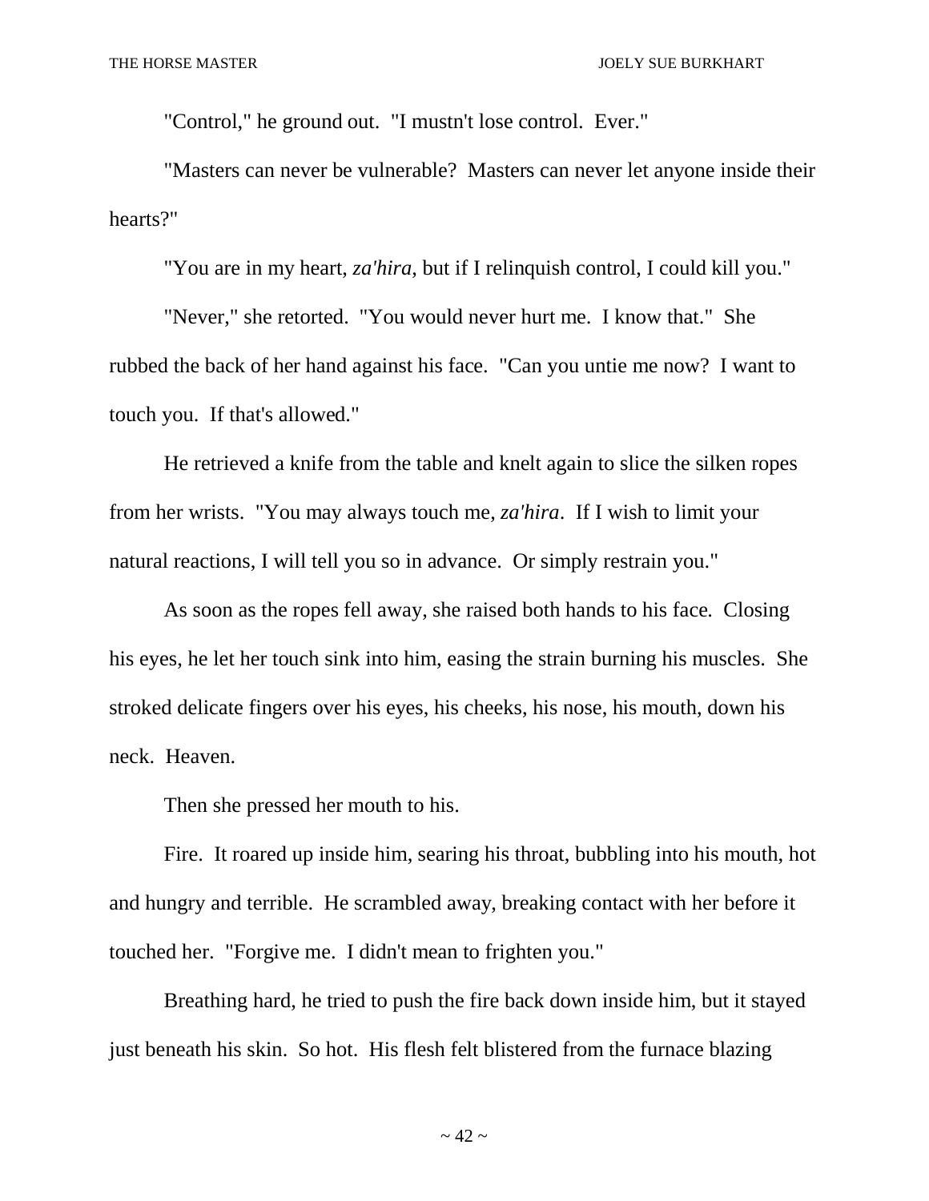"Control," he ground out. "I mustn't lose control. Ever."

"Masters can never be vulnerable? Masters can never let anyone inside their hearts?"

"You are in my heart, *za'hira*, but if I relinquish control, I could kill you."

"Never," she retorted. "You would never hurt me. I know that." She rubbed the back of her hand against his face. "Can you untie me now? I want to touch you. If that's allowed."

He retrieved a knife from the table and knelt again to slice the silken ropes from her wrists. "You may always touch me, *za'hira*. If I wish to limit your natural reactions, I will tell you so in advance. Or simply restrain you."

As soon as the ropes fell away, she raised both hands to his face. Closing his eyes, he let her touch sink into him, easing the strain burning his muscles. She stroked delicate fingers over his eyes, his cheeks, his nose, his mouth, down his neck. Heaven.

Then she pressed her mouth to his.

Fire. It roared up inside him, searing his throat, bubbling into his mouth, hot and hungry and terrible. He scrambled away, breaking contact with her before it touched her. "Forgive me. I didn't mean to frighten you."

Breathing hard, he tried to push the fire back down inside him, but it stayed just beneath his skin. So hot. His flesh felt blistered from the furnace blazing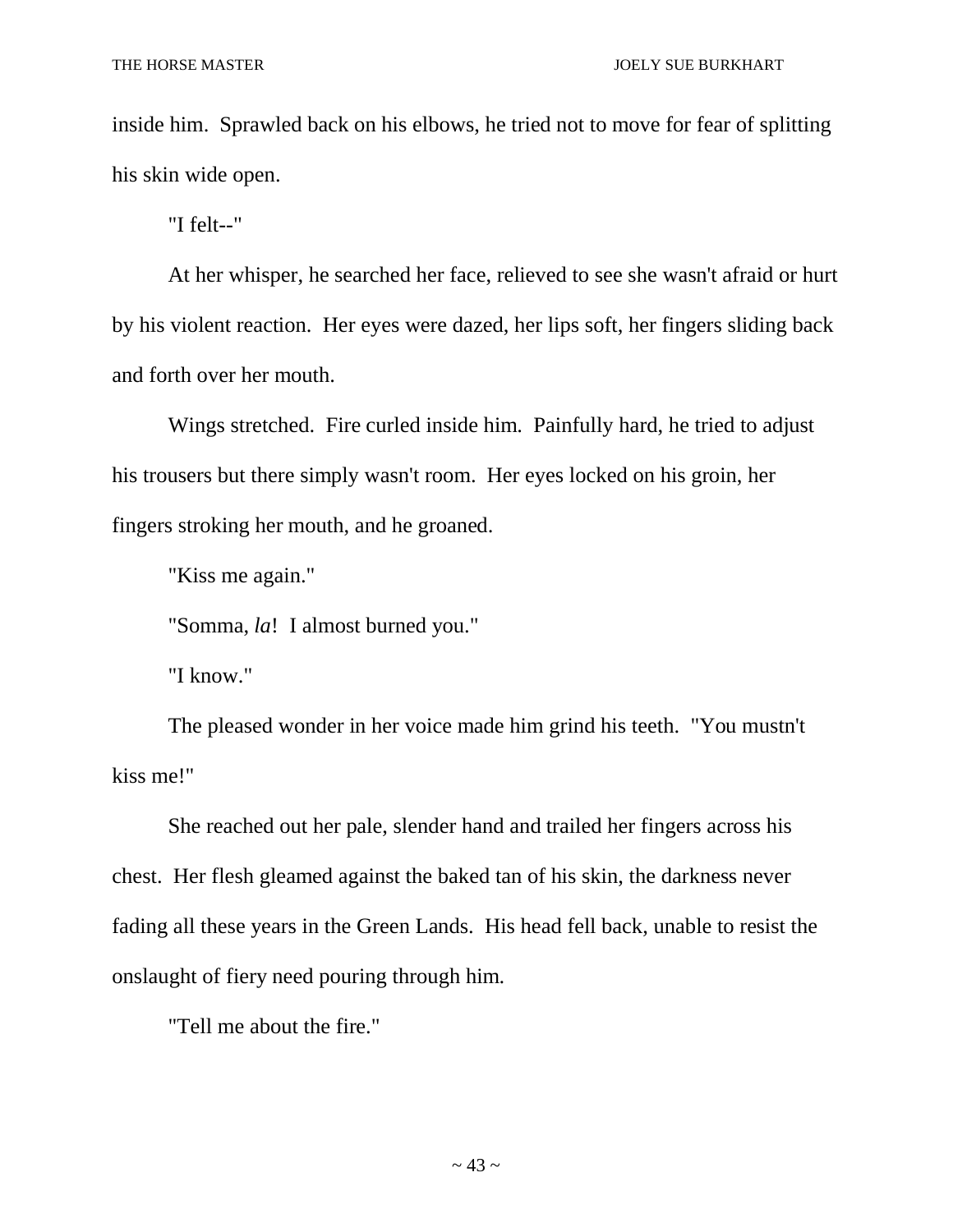inside him. Sprawled back on his elbows, he tried not to move for fear of splitting his skin wide open.

"I felt--"

At her whisper, he searched her face, relieved to see she wasn't afraid or hurt by his violent reaction. Her eyes were dazed, her lips soft, her fingers sliding back and forth over her mouth.

Wings stretched. Fire curled inside him. Painfully hard, he tried to adjust his trousers but there simply wasn't room. Her eyes locked on his groin, her fingers stroking her mouth, and he groaned.

"Kiss me again."

"Somma, *la*! I almost burned you."

"I know."

The pleased wonder in her voice made him grind his teeth. "You mustn't kiss me!"

She reached out her pale, slender hand and trailed her fingers across his chest. Her flesh gleamed against the baked tan of his skin, the darkness never fading all these years in the Green Lands. His head fell back, unable to resist the onslaught of fiery need pouring through him.

"Tell me about the fire."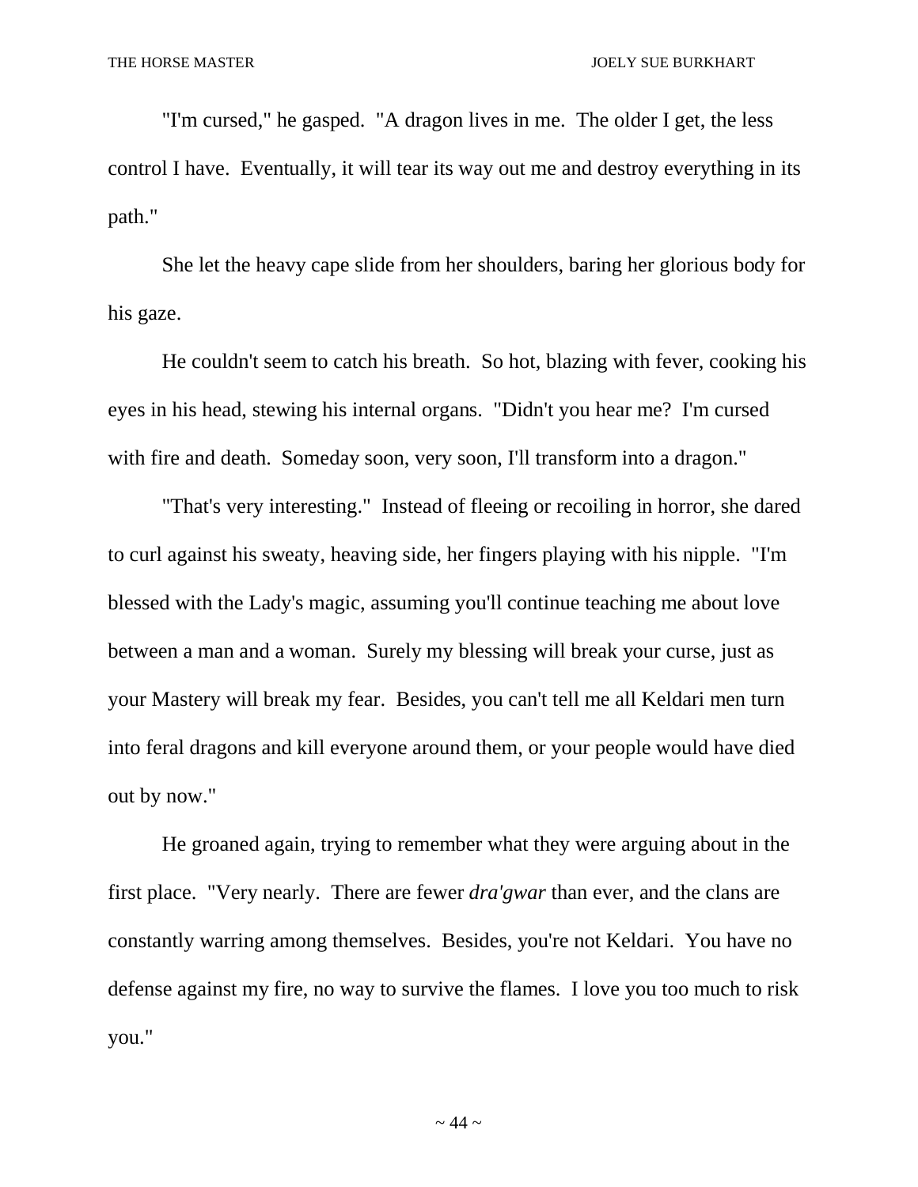"I'm cursed," he gasped. "A dragon lives in me. The older I get, the less control I have. Eventually, it will tear its way out me and destroy everything in its path."

She let the heavy cape slide from her shoulders, baring her glorious body for his gaze.

He couldn't seem to catch his breath. So hot, blazing with fever, cooking his eyes in his head, stewing his internal organs. "Didn't you hear me? I'm cursed with fire and death. Someday soon, very soon, I'll transform into a dragon."

"That's very interesting." Instead of fleeing or recoiling in horror, she dared to curl against his sweaty, heaving side, her fingers playing with his nipple. "I'm blessed with the Lady's magic, assuming you'll continue teaching me about love between a man and a woman. Surely my blessing will break your curse, just as your Mastery will break my fear. Besides, you can't tell me all Keldari men turn into feral dragons and kill everyone around them, or your people would have died out by now."

He groaned again, trying to remember what they were arguing about in the first place. "Very nearly. There are fewer *dra'gwar* than ever, and the clans are constantly warring among themselves. Besides, you're not Keldari. You have no defense against my fire, no way to survive the flames. I love you too much to risk you."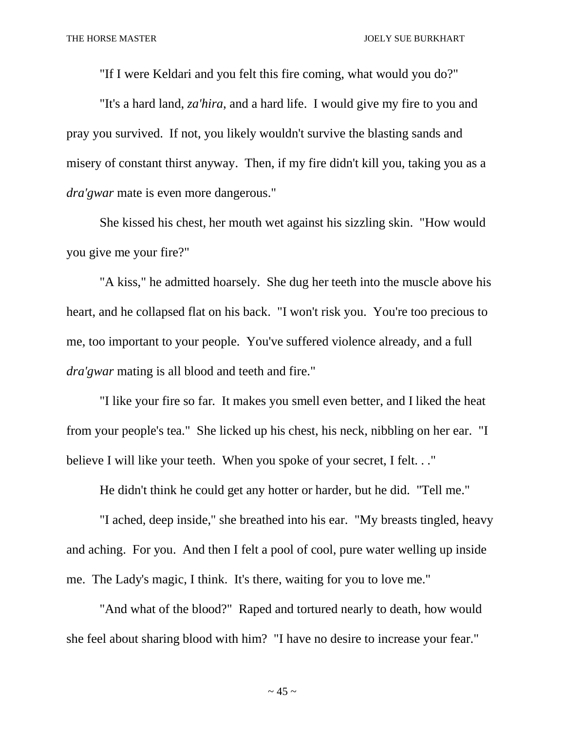"If I were Keldari and you felt this fire coming, what would you do?"

"It's a hard land, *za'hira,* and a hard life. I would give my fire to you and pray you survived. If not, you likely wouldn't survive the blasting sands and misery of constant thirst anyway. Then, if my fire didn't kill you, taking you as a *dra'gwar* mate is even more dangerous."

She kissed his chest, her mouth wet against his sizzling skin. "How would you give me your fire?"

"A kiss," he admitted hoarsely. She dug her teeth into the muscle above his heart, and he collapsed flat on his back. "I won't risk you. You're too precious to me, too important to your people. You've suffered violence already, and a full *dra'gwar* mating is all blood and teeth and fire."

"I like your fire so far. It makes you smell even better, and I liked the heat from your people's tea." She licked up his chest, his neck, nibbling on her ear. "I believe I will like your teeth. When you spoke of your secret, I felt. . ."

He didn't think he could get any hotter or harder, but he did. "Tell me."

"I ached, deep inside," she breathed into his ear. "My breasts tingled, heavy and aching. For you. And then I felt a pool of cool, pure water welling up inside me. The Lady's magic, I think. It's there, waiting for you to love me."

"And what of the blood?" Raped and tortured nearly to death, how would she feel about sharing blood with him? "I have no desire to increase your fear."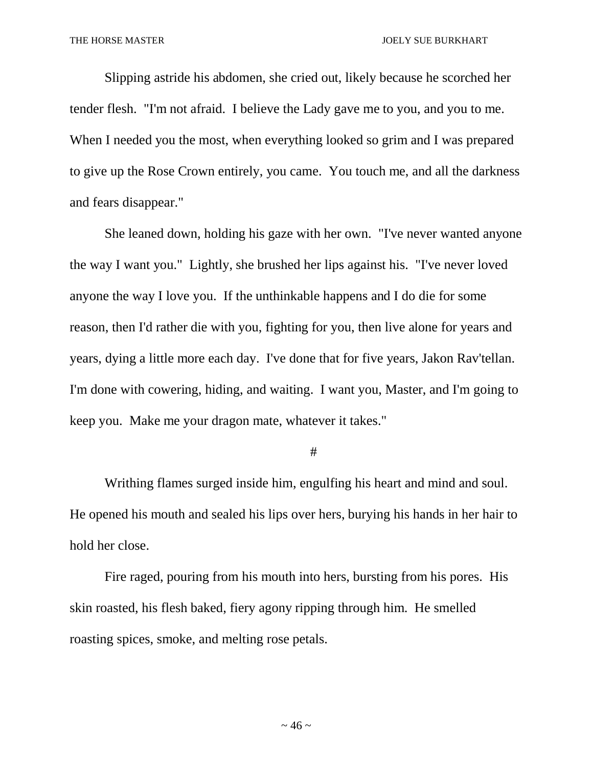Slipping astride his abdomen, she cried out, likely because he scorched her tender flesh. "I'm not afraid. I believe the Lady gave me to you, and you to me. When I needed you the most, when everything looked so grim and I was prepared to give up the Rose Crown entirely, you came. You touch me, and all the darkness and fears disappear."

She leaned down, holding his gaze with her own. "I've never wanted anyone the way I want you." Lightly, she brushed her lips against his. "I've never loved anyone the way I love you. If the unthinkable happens and I do die for some reason, then I'd rather die with you, fighting for you, then live alone for years and years, dying a little more each day. I've done that for five years, Jakon Rav'tellan. I'm done with cowering, hiding, and waiting. I want you, Master, and I'm going to keep you. Make me your dragon mate, whatever it takes."

#

Writhing flames surged inside him, engulfing his heart and mind and soul. He opened his mouth and sealed his lips over hers, burying his hands in her hair to hold her close.

Fire raged, pouring from his mouth into hers, bursting from his pores. His skin roasted, his flesh baked, fiery agony ripping through him. He smelled roasting spices, smoke, and melting rose petals.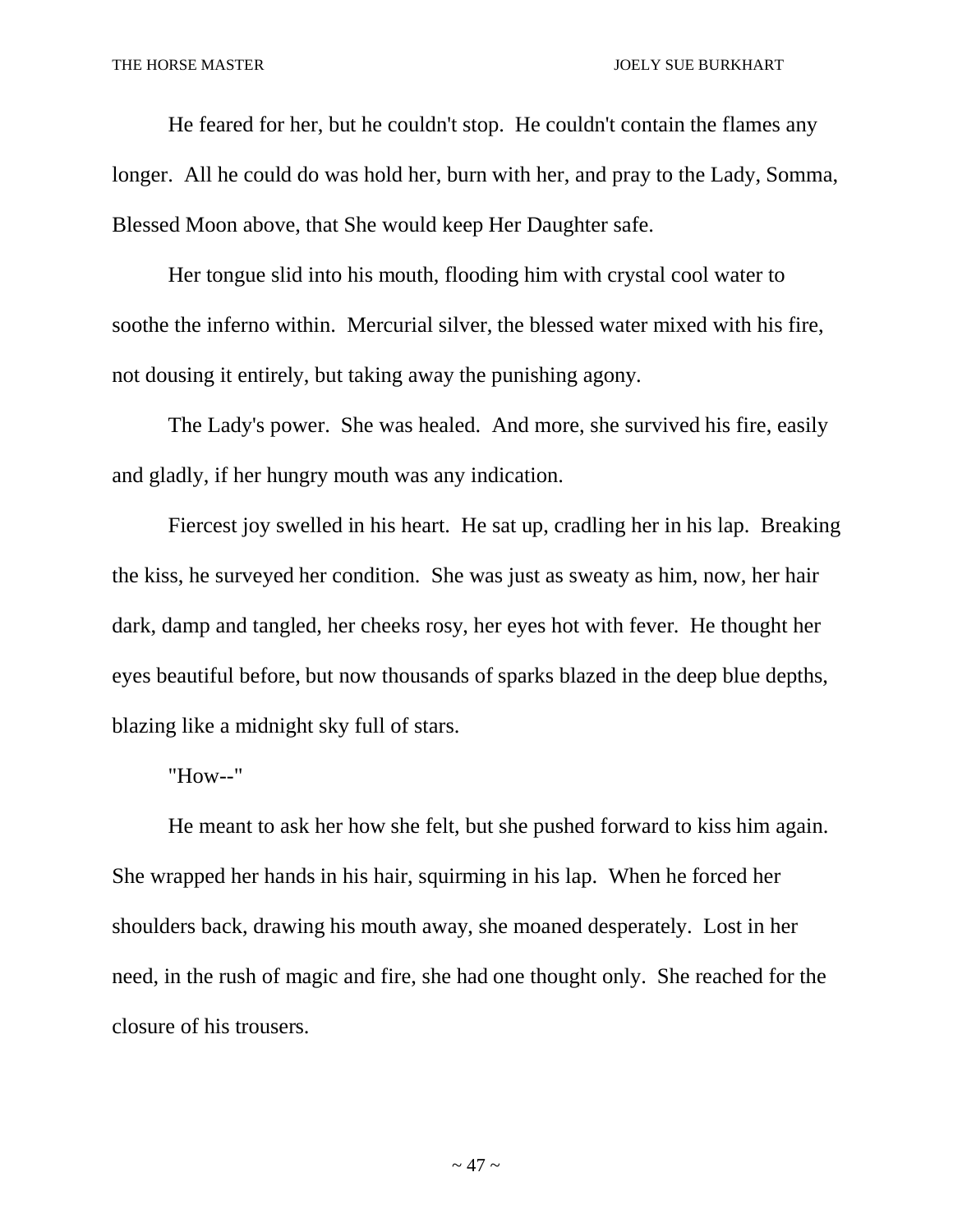He feared for her, but he couldn't stop. He couldn't contain the flames any longer. All he could do was hold her, burn with her, and pray to the Lady, Somma, Blessed Moon above, that She would keep Her Daughter safe.

Her tongue slid into his mouth, flooding him with crystal cool water to soothe the inferno within. Mercurial silver, the blessed water mixed with his fire, not dousing it entirely, but taking away the punishing agony.

The Lady's power. She was healed. And more, she survived his fire, easily and gladly, if her hungry mouth was any indication.

Fiercest joy swelled in his heart. He sat up, cradling her in his lap. Breaking the kiss, he surveyed her condition. She was just as sweaty as him, now, her hair dark, damp and tangled, her cheeks rosy, her eyes hot with fever. He thought her eyes beautiful before, but now thousands of sparks blazed in the deep blue depths, blazing like a midnight sky full of stars.

"How--"

He meant to ask her how she felt, but she pushed forward to kiss him again. She wrapped her hands in his hair, squirming in his lap. When he forced her shoulders back, drawing his mouth away, she moaned desperately. Lost in her need, in the rush of magic and fire, she had one thought only. She reached for the closure of his trousers.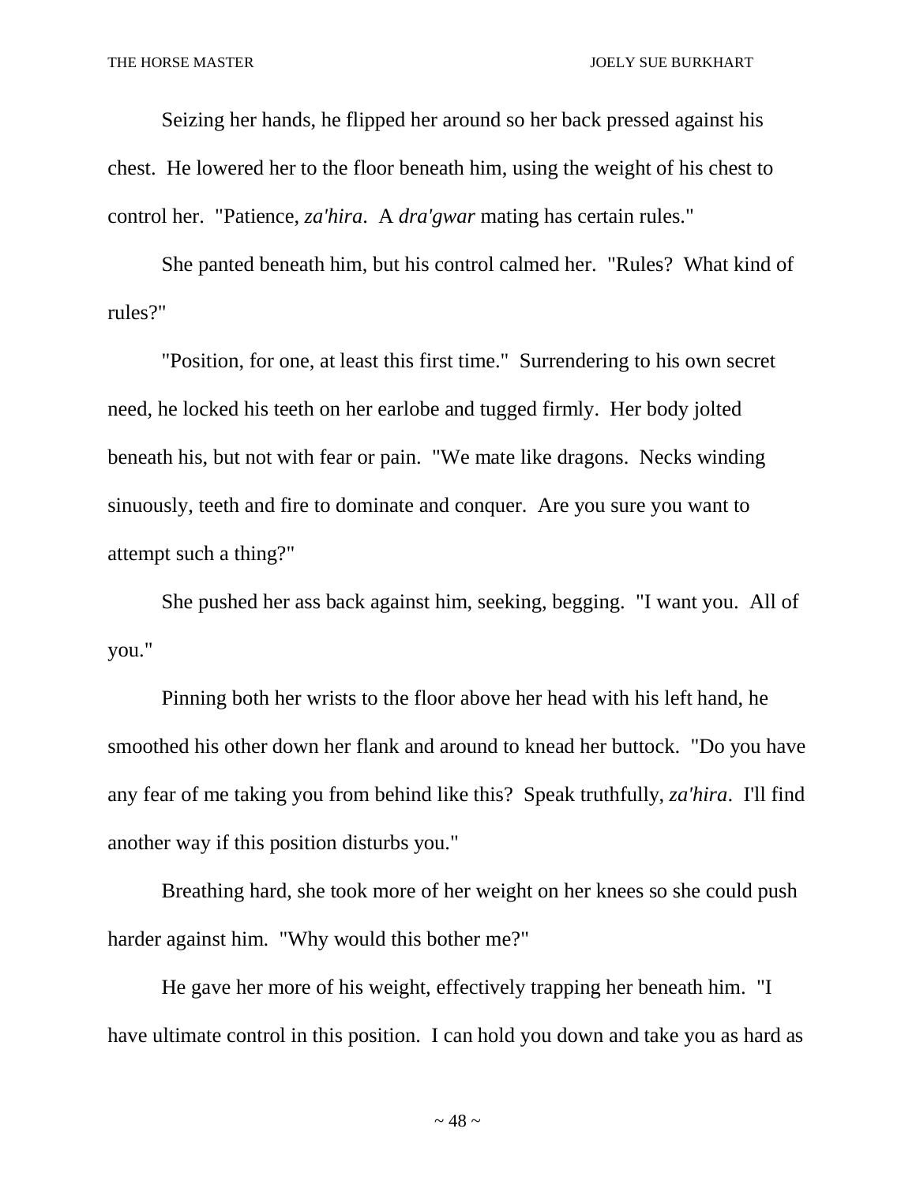Seizing her hands, he flipped her around so her back pressed against his chest. He lowered her to the floor beneath him, using the weight of his chest to control her. "Patience, *za'hira*. A *dra'gwar* mating has certain rules."

She panted beneath him, but his control calmed her. "Rules? What kind of rules?"

"Position, for one, at least this first time." Surrendering to his own secret need, he locked his teeth on her earlobe and tugged firmly. Her body jolted beneath his, but not with fear or pain. "We mate like dragons. Necks winding sinuously, teeth and fire to dominate and conquer. Are you sure you want to attempt such a thing?"

She pushed her ass back against him, seeking, begging. "I want you. All of you."

Pinning both her wrists to the floor above her head with his left hand, he smoothed his other down her flank and around to knead her buttock. "Do you have any fear of me taking you from behind like this? Speak truthfully, *za'hira*. I'll find another way if this position disturbs you."

Breathing hard, she took more of her weight on her knees so she could push harder against him. "Why would this bother me?"

He gave her more of his weight, effectively trapping her beneath him. "I have ultimate control in this position. I can hold you down and take you as hard as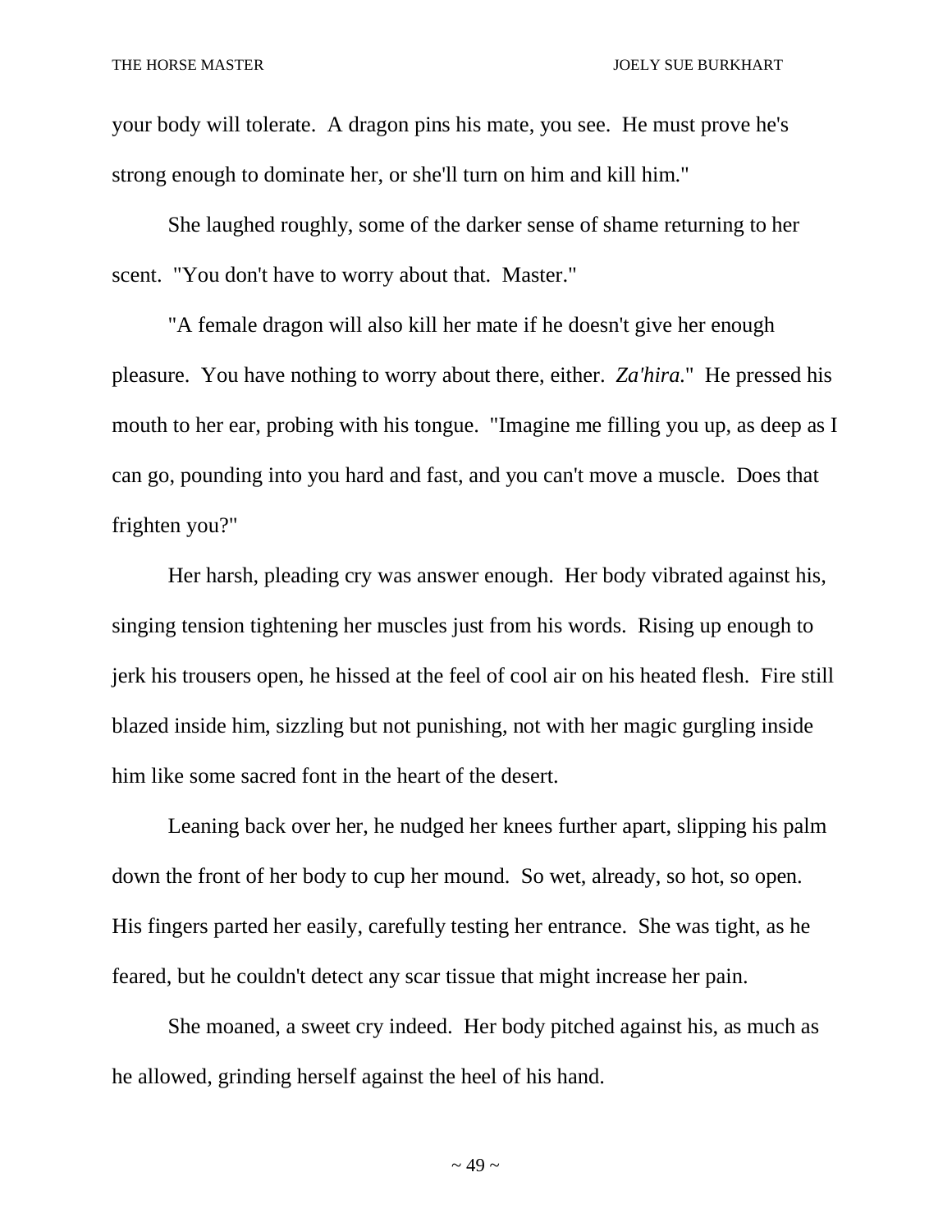your body will tolerate. A dragon pins his mate, you see. He must prove he's strong enough to dominate her, or she'll turn on him and kill him."

She laughed roughly, some of the darker sense of shame returning to her scent. "You don't have to worry about that. Master."

"A female dragon will also kill her mate if he doesn't give her enough pleasure. You have nothing to worry about there, either. *Za'hira*." He pressed his mouth to her ear, probing with his tongue. "Imagine me filling you up, as deep as I can go, pounding into you hard and fast, and you can't move a muscle. Does that frighten you?"

Her harsh, pleading cry was answer enough. Her body vibrated against his, singing tension tightening her muscles just from his words. Rising up enough to jerk his trousers open, he hissed at the feel of cool air on his heated flesh. Fire still blazed inside him, sizzling but not punishing, not with her magic gurgling inside him like some sacred font in the heart of the desert.

Leaning back over her, he nudged her knees further apart, slipping his palm down the front of her body to cup her mound. So wet, already, so hot, so open. His fingers parted her easily, carefully testing her entrance. She was tight, as he feared, but he couldn't detect any scar tissue that might increase her pain.

She moaned, a sweet cry indeed. Her body pitched against his, as much as he allowed, grinding herself against the heel of his hand.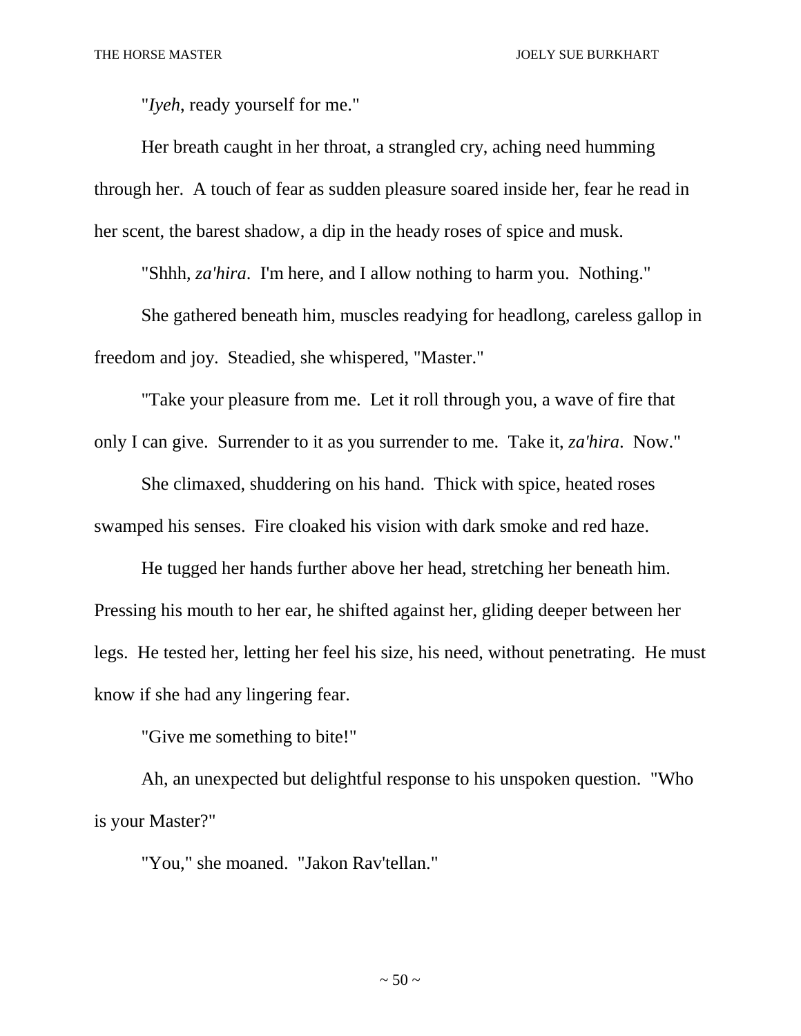"*Iyeh*, ready yourself for me."

Her breath caught in her throat, a strangled cry, aching need humming through her. A touch of fear as sudden pleasure soared inside her, fear he read in her scent, the barest shadow, a dip in the heady roses of spice and musk.

"Shhh, *za'hira*. I'm here, and I allow nothing to harm you. Nothing."

She gathered beneath him, muscles readying for headlong, careless gallop in freedom and joy. Steadied, she whispered, "Master."

"Take your pleasure from me. Let it roll through you, a wave of fire that only I can give. Surrender to it as you surrender to me. Take it, *za'hira*. Now."

She climaxed, shuddering on his hand. Thick with spice, heated roses swamped his senses. Fire cloaked his vision with dark smoke and red haze.

He tugged her hands further above her head, stretching her beneath him. Pressing his mouth to her ear, he shifted against her, gliding deeper between her legs. He tested her, letting her feel his size, his need, without penetrating. He must know if she had any lingering fear.

"Give me something to bite!"

Ah, an unexpected but delightful response to his unspoken question. "Who is your Master?"

"You," she moaned. "Jakon Rav'tellan."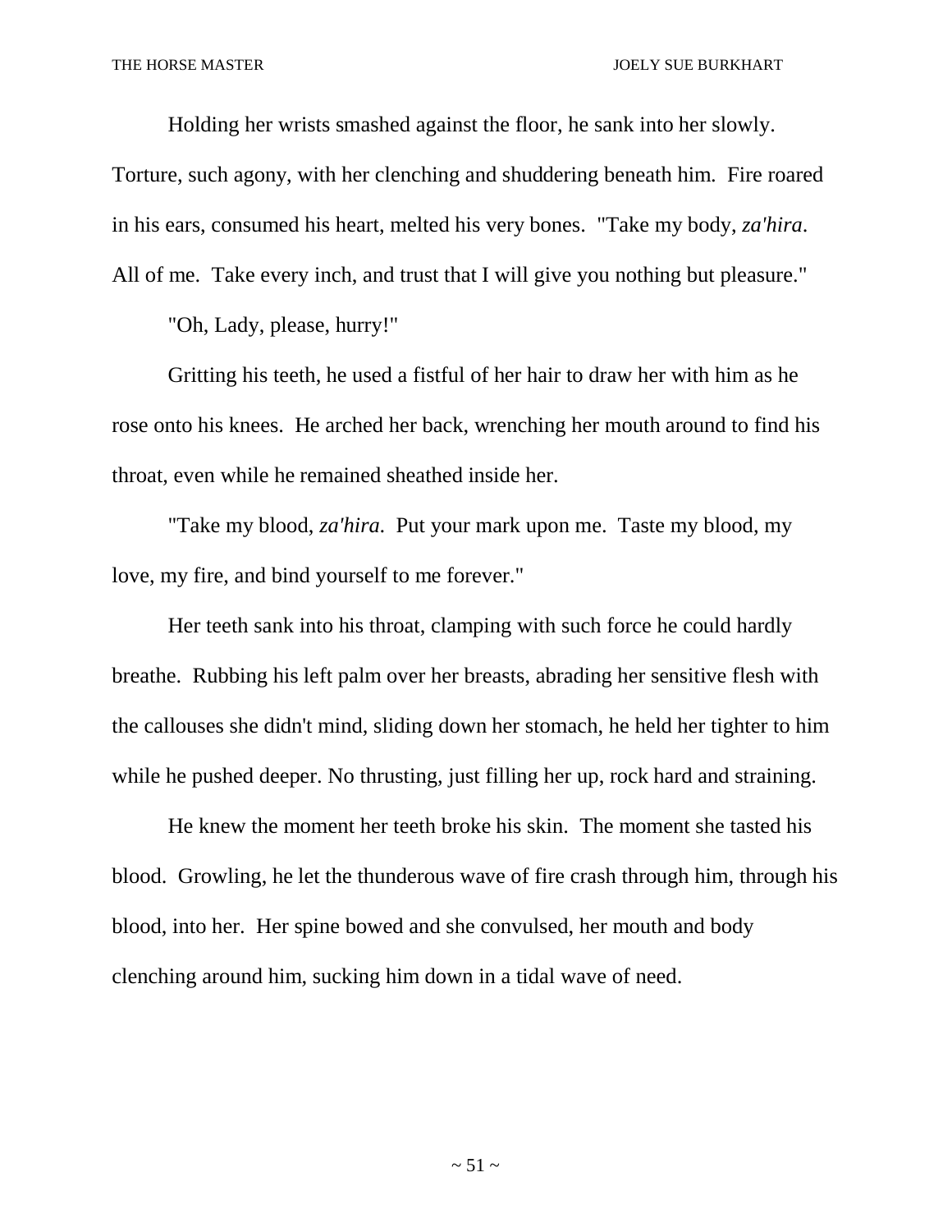Holding her wrists smashed against the floor, he sank into her slowly. Torture, such agony, with her clenching and shuddering beneath him. Fire roared in his ears, consumed his heart, melted his very bones. "Take my body, *za'hira*. All of me. Take every inch, and trust that I will give you nothing but pleasure."

"Oh, Lady, please, hurry!"

Gritting his teeth, he used a fistful of her hair to draw her with him as he rose onto his knees. He arched her back, wrenching her mouth around to find his throat, even while he remained sheathed inside her.

"Take my blood, *za'hira*. Put your mark upon me. Taste my blood, my love, my fire, and bind yourself to me forever."

Her teeth sank into his throat, clamping with such force he could hardly breathe. Rubbing his left palm over her breasts, abrading her sensitive flesh with the callouses she didn't mind, sliding down her stomach, he held her tighter to him while he pushed deeper. No thrusting, just filling her up, rock hard and straining.

He knew the moment her teeth broke his skin. The moment she tasted his blood. Growling, he let the thunderous wave of fire crash through him, through his blood, into her. Her spine bowed and she convulsed, her mouth and body clenching around him, sucking him down in a tidal wave of need.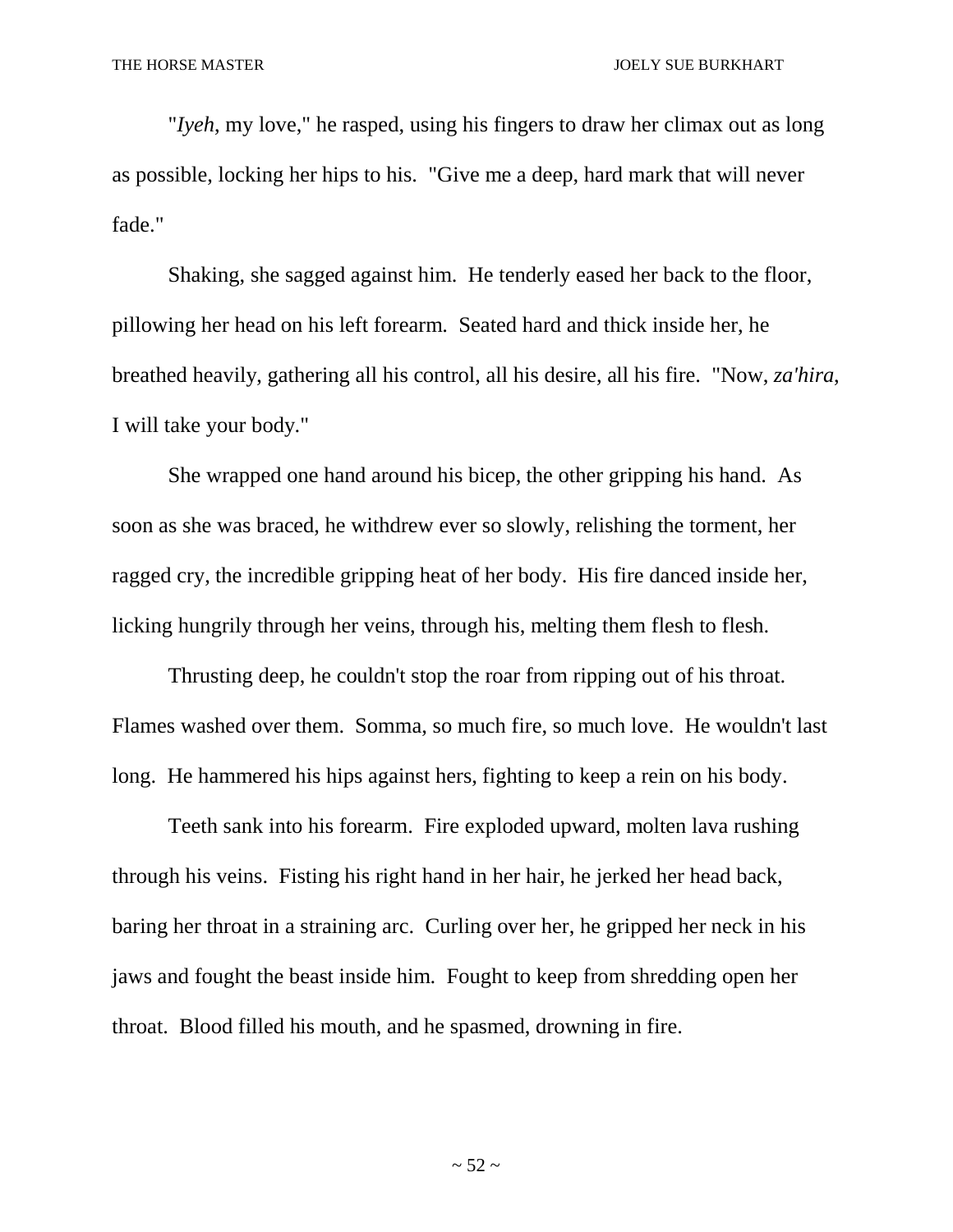"*Iyeh*, my love," he rasped, using his fingers to draw her climax out as long as possible, locking her hips to his. "Give me a deep, hard mark that will never fade."

Shaking, she sagged against him. He tenderly eased her back to the floor, pillowing her head on his left forearm. Seated hard and thick inside her, he breathed heavily, gathering all his control, all his desire, all his fire. "Now, *za'hira*, I will take your body."

She wrapped one hand around his bicep, the other gripping his hand. As soon as she was braced, he withdrew ever so slowly, relishing the torment, her ragged cry, the incredible gripping heat of her body. His fire danced inside her, licking hungrily through her veins, through his, melting them flesh to flesh.

Thrusting deep, he couldn't stop the roar from ripping out of his throat. Flames washed over them. Somma, so much fire, so much love. He wouldn't last long. He hammered his hips against hers, fighting to keep a rein on his body.

Teeth sank into his forearm. Fire exploded upward, molten lava rushing through his veins. Fisting his right hand in her hair, he jerked her head back, baring her throat in a straining arc. Curling over her, he gripped her neck in his jaws and fought the beast inside him. Fought to keep from shredding open her throat. Blood filled his mouth, and he spasmed, drowning in fire.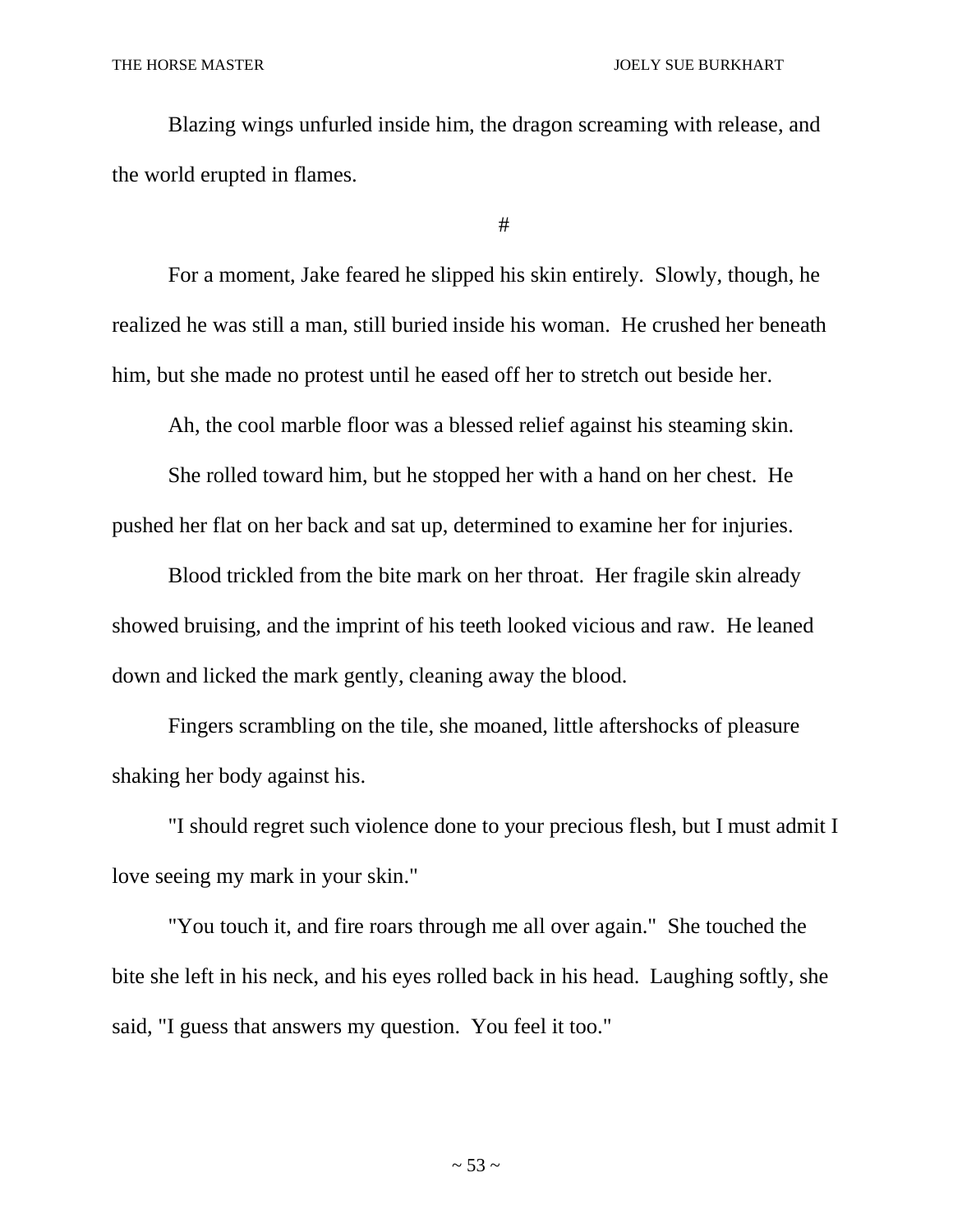Blazing wings unfurled inside him, the dragon screaming with release, and the world erupted in flames.

#

For a moment, Jake feared he slipped his skin entirely. Slowly, though, he realized he was still a man, still buried inside his woman. He crushed her beneath him, but she made no protest until he eased off her to stretch out beside her.

Ah, the cool marble floor was a blessed relief against his steaming skin.

She rolled toward him, but he stopped her with a hand on her chest. He pushed her flat on her back and sat up, determined to examine her for injuries.

Blood trickled from the bite mark on her throat. Her fragile skin already showed bruising, and the imprint of his teeth looked vicious and raw. He leaned down and licked the mark gently, cleaning away the blood.

Fingers scrambling on the tile, she moaned, little aftershocks of pleasure shaking her body against his.

"I should regret such violence done to your precious flesh, but I must admit I love seeing my mark in your skin."

"You touch it, and fire roars through me all over again." She touched the bite she left in his neck, and his eyes rolled back in his head. Laughing softly, she said, "I guess that answers my question. You feel it too."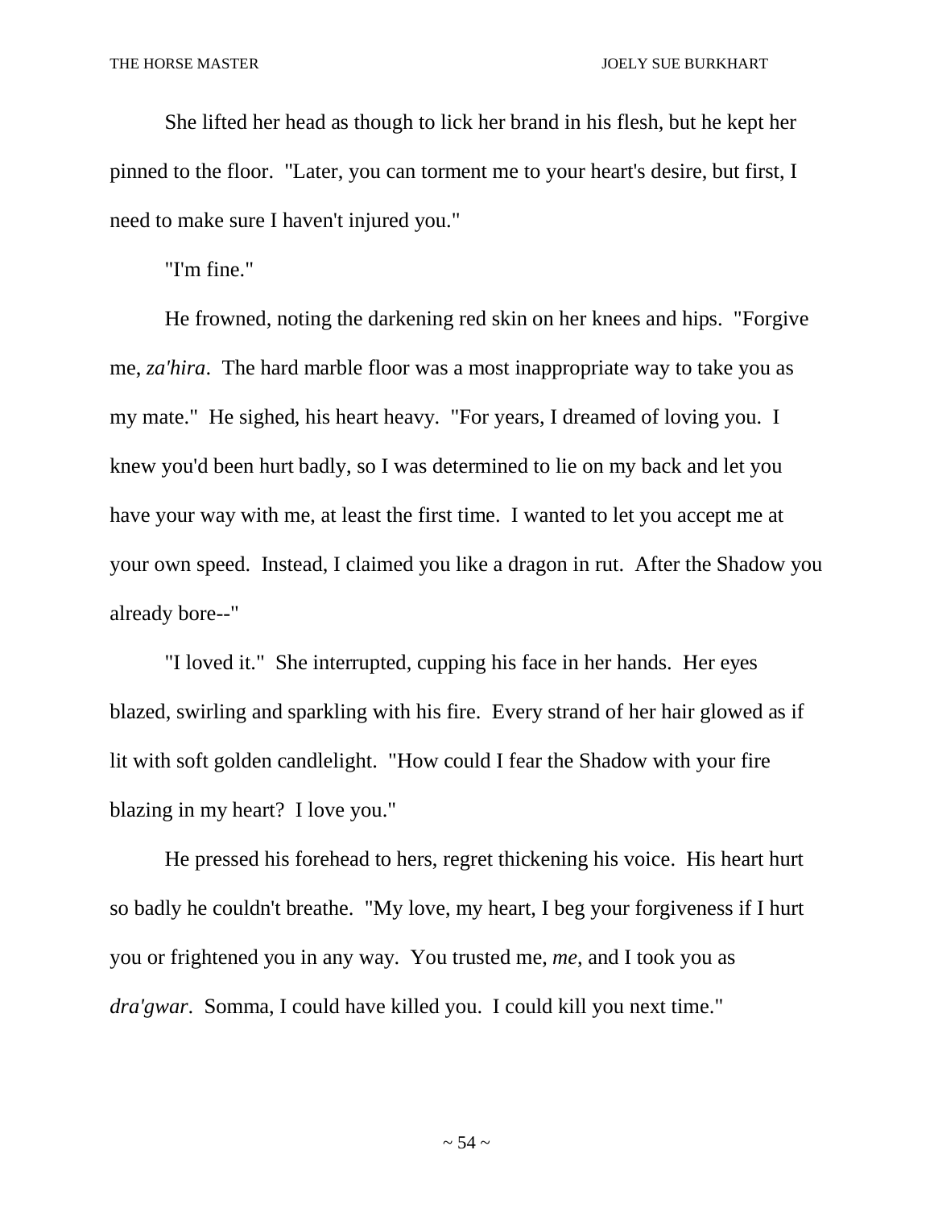She lifted her head as though to lick her brand in his flesh, but he kept her pinned to the floor. "Later, you can torment me to your heart's desire, but first, I need to make sure I haven't injured you."

"I'm fine."

He frowned, noting the darkening red skin on her knees and hips. "Forgive me, *za'hira*. The hard marble floor was a most inappropriate way to take you as my mate." He sighed, his heart heavy. "For years, I dreamed of loving you. I knew you'd been hurt badly, so I was determined to lie on my back and let you have your way with me, at least the first time. I wanted to let you accept me at your own speed. Instead, I claimed you like a dragon in rut. After the Shadow you already bore--"

"I loved it." She interrupted, cupping his face in her hands. Her eyes blazed, swirling and sparkling with his fire. Every strand of her hair glowed as if lit with soft golden candlelight. "How could I fear the Shadow with your fire blazing in my heart? I love you."

He pressed his forehead to hers, regret thickening his voice. His heart hurt so badly he couldn't breathe. "My love, my heart, I beg your forgiveness if I hurt you or frightened you in any way. You trusted me, *me*, and I took you as *dra'gwar*. Somma, I could have killed you. I could kill you next time."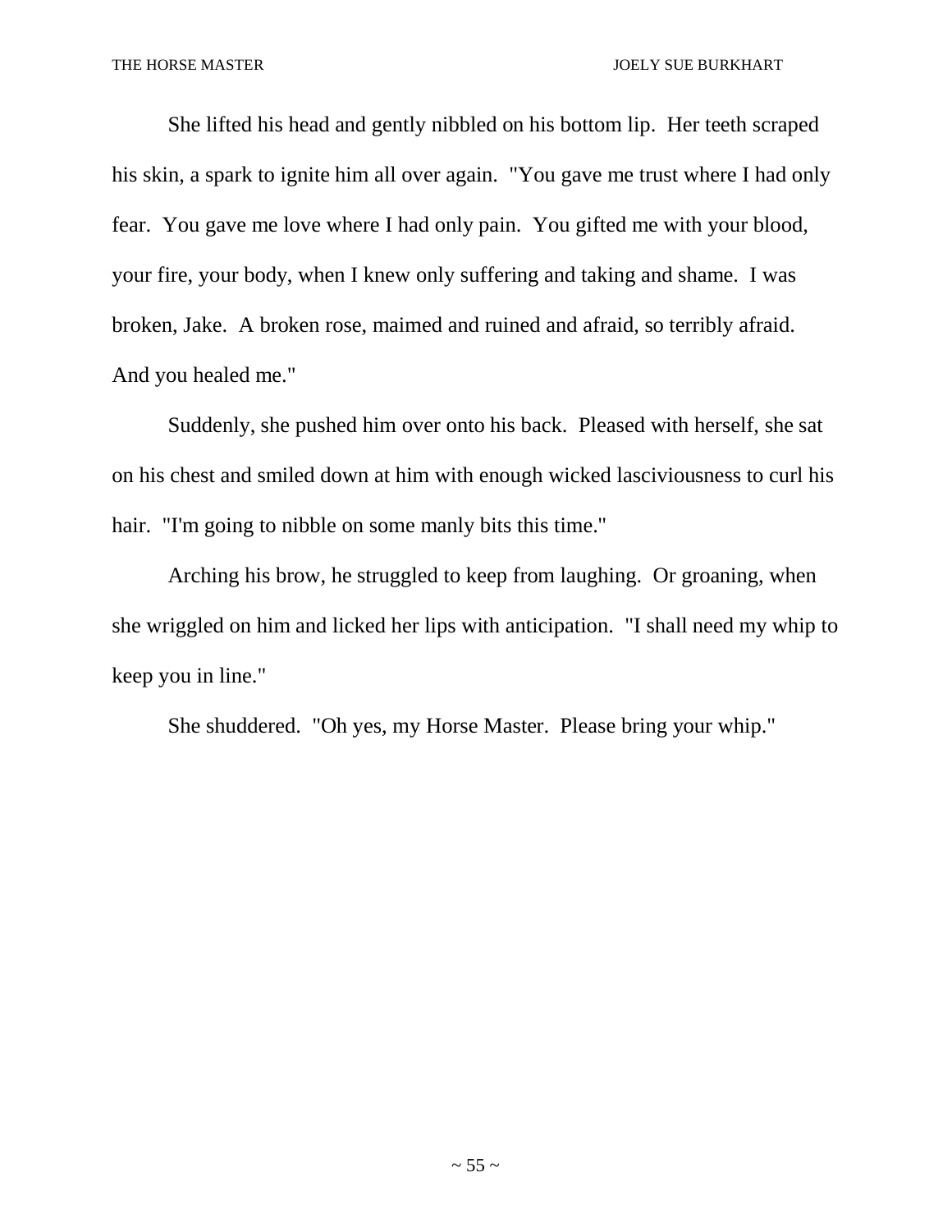She lifted his head and gently nibbled on his bottom lip. Her teeth scraped his skin, a spark to ignite him all over again. "You gave me trust where I had only fear. You gave me love where I had only pain. You gifted me with your blood, your fire, your body, when I knew only suffering and taking and shame. I was broken, Jake. A broken rose, maimed and ruined and afraid, so terribly afraid. And you healed me."

Suddenly, she pushed him over onto his back. Pleased with herself, she sat on his chest and smiled down at him with enough wicked lasciviousness to curl his hair. "I'm going to nibble on some manly bits this time."

Arching his brow, he struggled to keep from laughing. Or groaning, when she wriggled on him and licked her lips with anticipation. "I shall need my whip to keep you in line."

She shuddered. "Oh yes, my Horse Master. Please bring your whip."